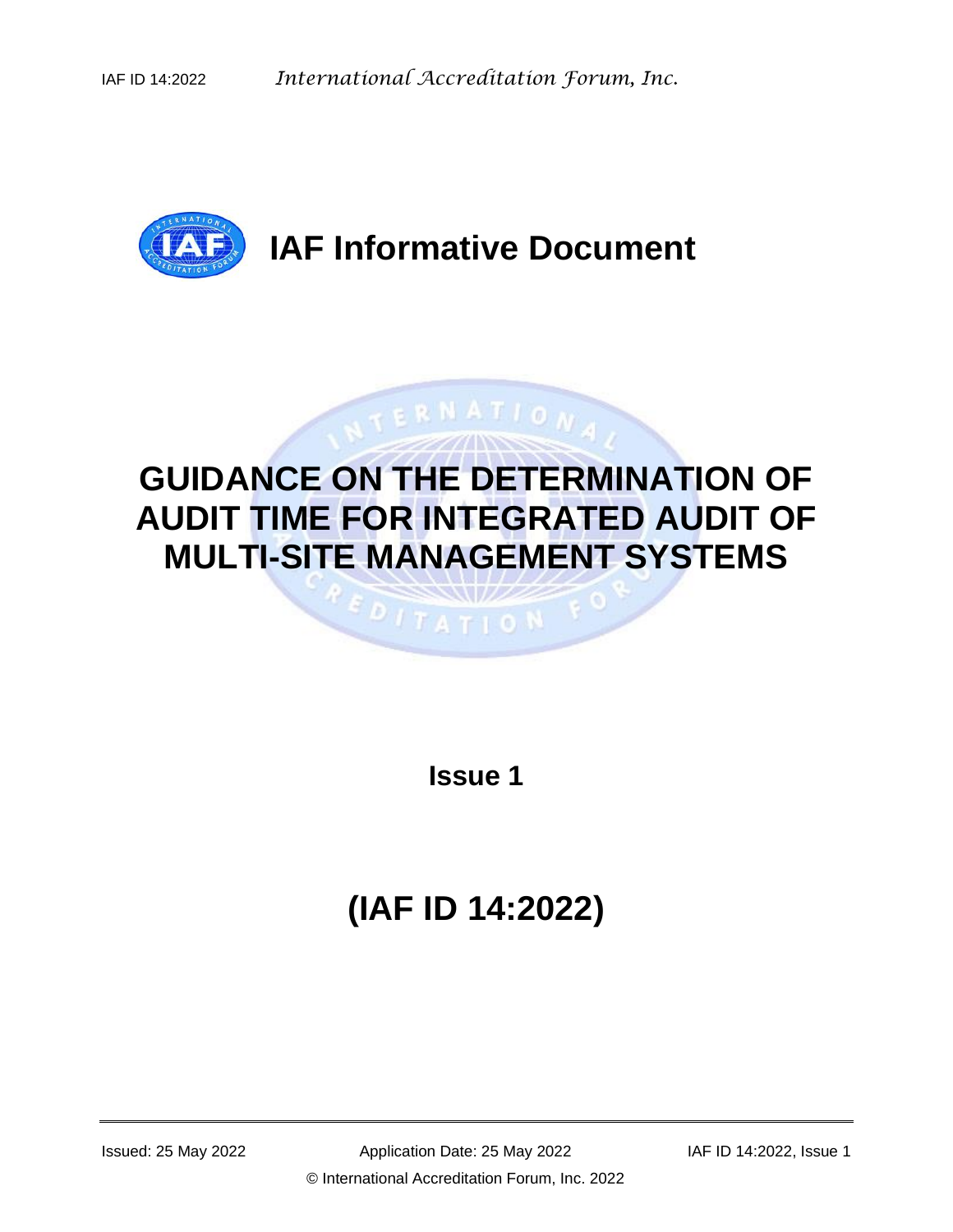# IAF Informative Document

# GUIDANCE ON THE DETERMINATION OF AUDIT TIME FOR INTEGRATED AUDIT OF MULTI-SITE MANAGEMENT SYSTEMS

**Issue 1**

# (IAF ID 14:2022)

Issued: 25 May 2022 | Application Date: 25 May 2022 | IAF ID 14:2022, Issue 1

© International Accreditation Forum, Inc. 2022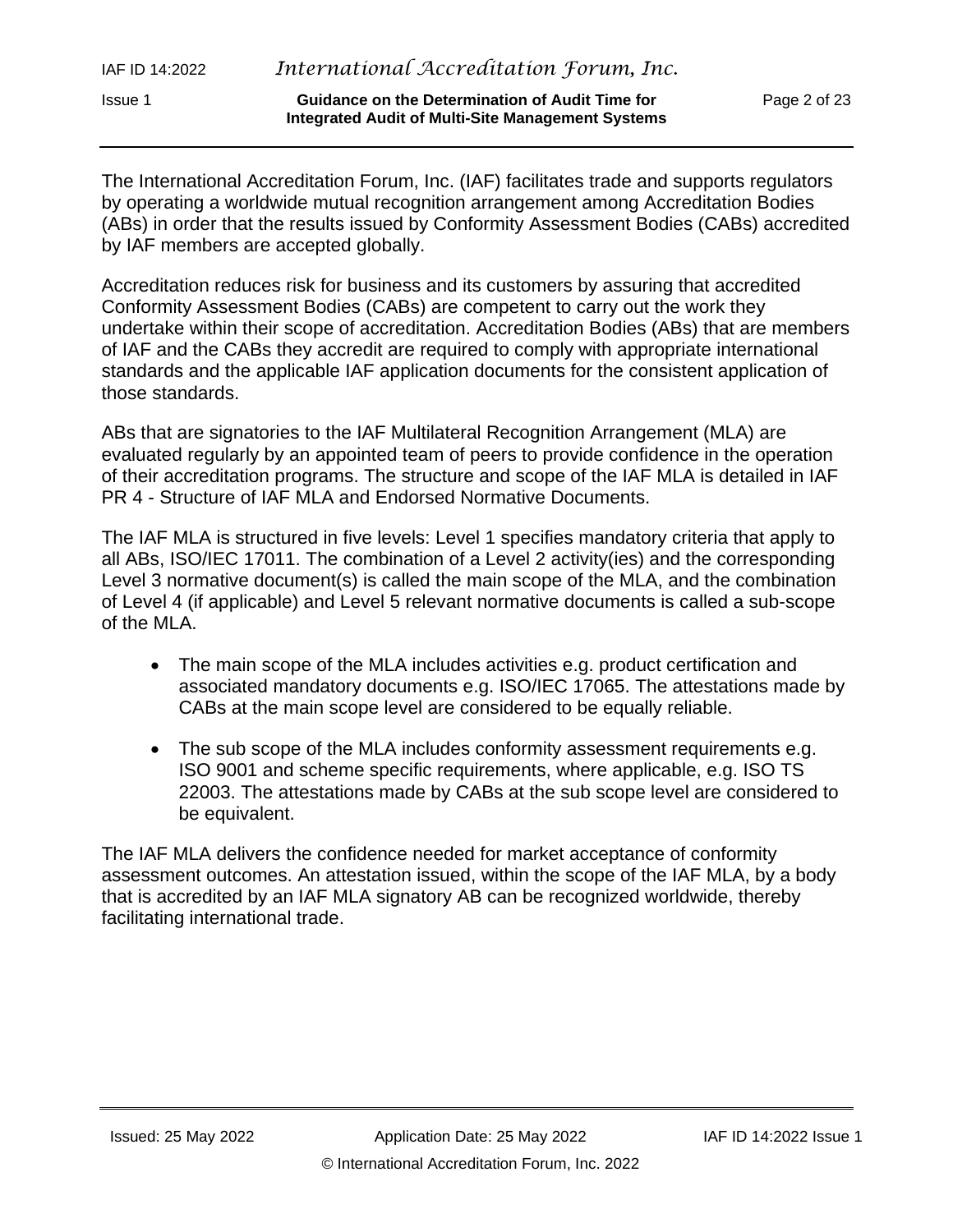The International Accreditation Forum, Inc. (IAF) facilitates trade and supports regulators by operating a worldwide mutual recognition arrangement among Accreditation Bodies (ABs) in order that the results issued by Conformity Assessment Bodies (CABs) accredited by IAF members are accepted globally.

Accreditation reduces risk for business and its customers by assuring that accredited Conformity Assessment Bodies (CABs) are competent to carry out the work they undertake within their scope of accreditation. Accreditation Bodies (ABs) that are members of IAF and the CABs they accredit are required to comply with appropriate international standards and the applicable IAF application documents for the consistent application of those standards.

ABs that are signatories to the IAF Multilateral Recognition Arrangement (MLA) are evaluated regularly by an appointed team of peers to provide confidence in the operation of their accreditation programs. The structure and scope of the IAF MLA is detailed in IAF PR 4 - Structure of IAF MLA and Endorsed Normative Documents.

The IAF MLA is structured in five levels: Level 1 specifies mandatory criteria that apply to all ABs, ISO/IEC 17011. The combination of a Level 2 activity(ies) and the corresponding Level 3 normative document(s) is called the main scope of the MLA, and the combination of Level 4 (if applicable) and Level 5 relevant normative documents is called a sub-scope of the MLA.

- The main scope of the MLA includes activities e.g. product certification and associated mandatory documents e.g. ISO/IEC 17065. The attestations made by CABs at the main scope level are considered to be equally reliable.

- The sub scope of the MLA includes conformity assessment requirements e.g. ISO 9001 and scheme specific requirements, where applicable, e.g. ISO TS 22003. The attestations made by CABs at the sub scope level are considered to be equivalent.

The IAF MLA delivers the confidence needed for market acceptance of conformity assessment outcomes. An attestation issued, within the scope of the IAF MLA, by a body that is accredited by an IAF MLA signatory AB can be recognized worldwide, thereby facilitating international trade.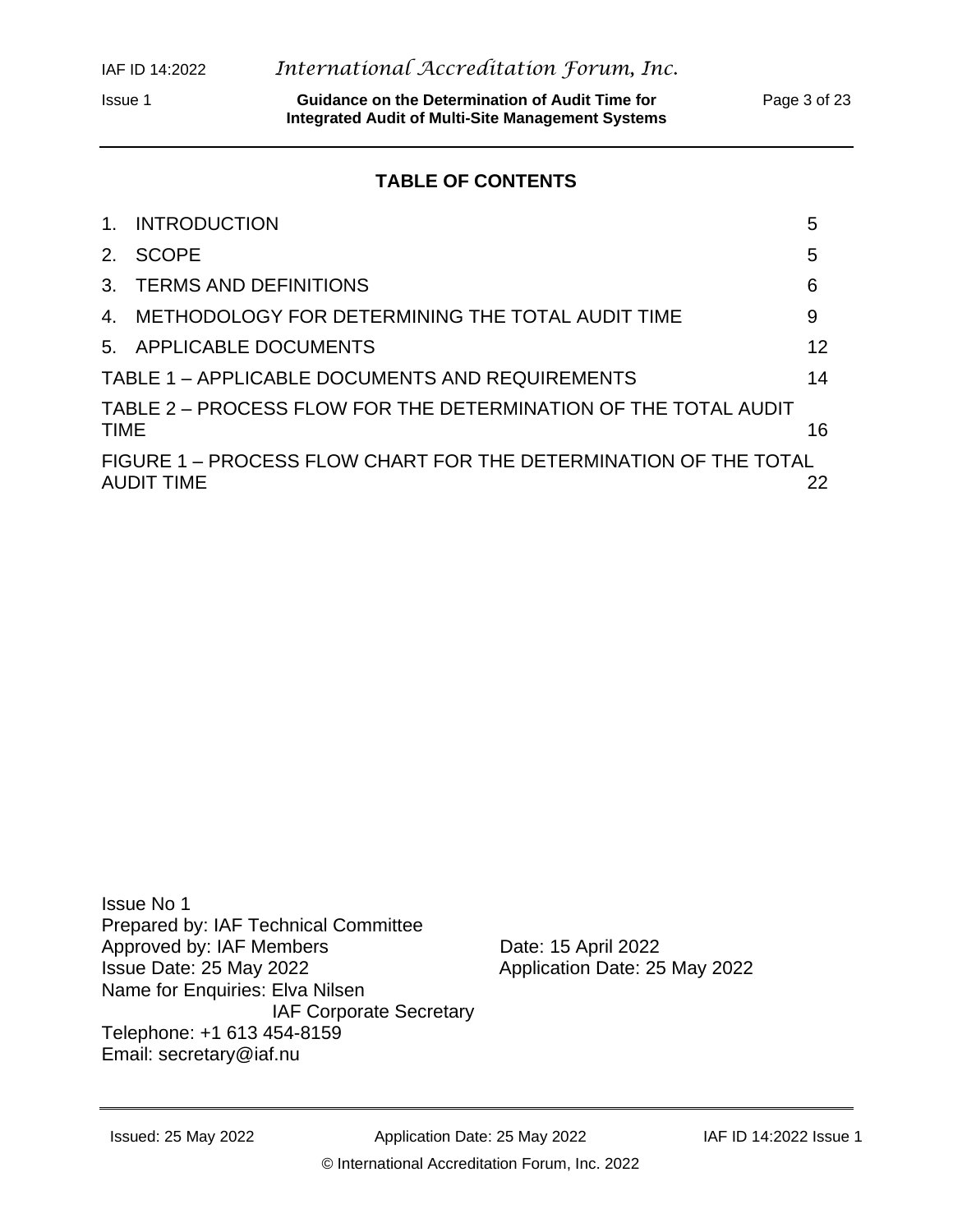## TABLE OF CONTENTS

| | |
|---|---|
| 1. INTRODUCTION | 5 |
| 2. SCOPE | 5 |
| 3. TERMS AND DEFINITIONS | 6 |
| 4. METHODOLOGY FOR DETERMINING THE TOTAL AUDIT TIME | 9 |
| 5. APPLICABLE DOCUMENTS | 12 |
| TABLE 1 – APPLICABLE DOCUMENTS AND REQUIREMENTS | 14 |
| TABLE 2 – PROCESS FLOW FOR THE DETERMINATION OF THE TOTAL AUDIT TIME | 16 |
| FIGURE 1 – PROCESS FLOW CHART FOR THE DETERMINATION OF THE TOTAL AUDIT TIME | 22 |

Issue No 1
Prepared by: IAF Technical Committee
Approved by: IAF Members Date: 15 April 2022
Issue Date: 25 May 2022 Application Date: 25 May 2022
Name for Enquiries: Elva Nilsen
IAF Corporate Secretary
Telephone: +1 613 454-8159
Email: secretary@iaf.nu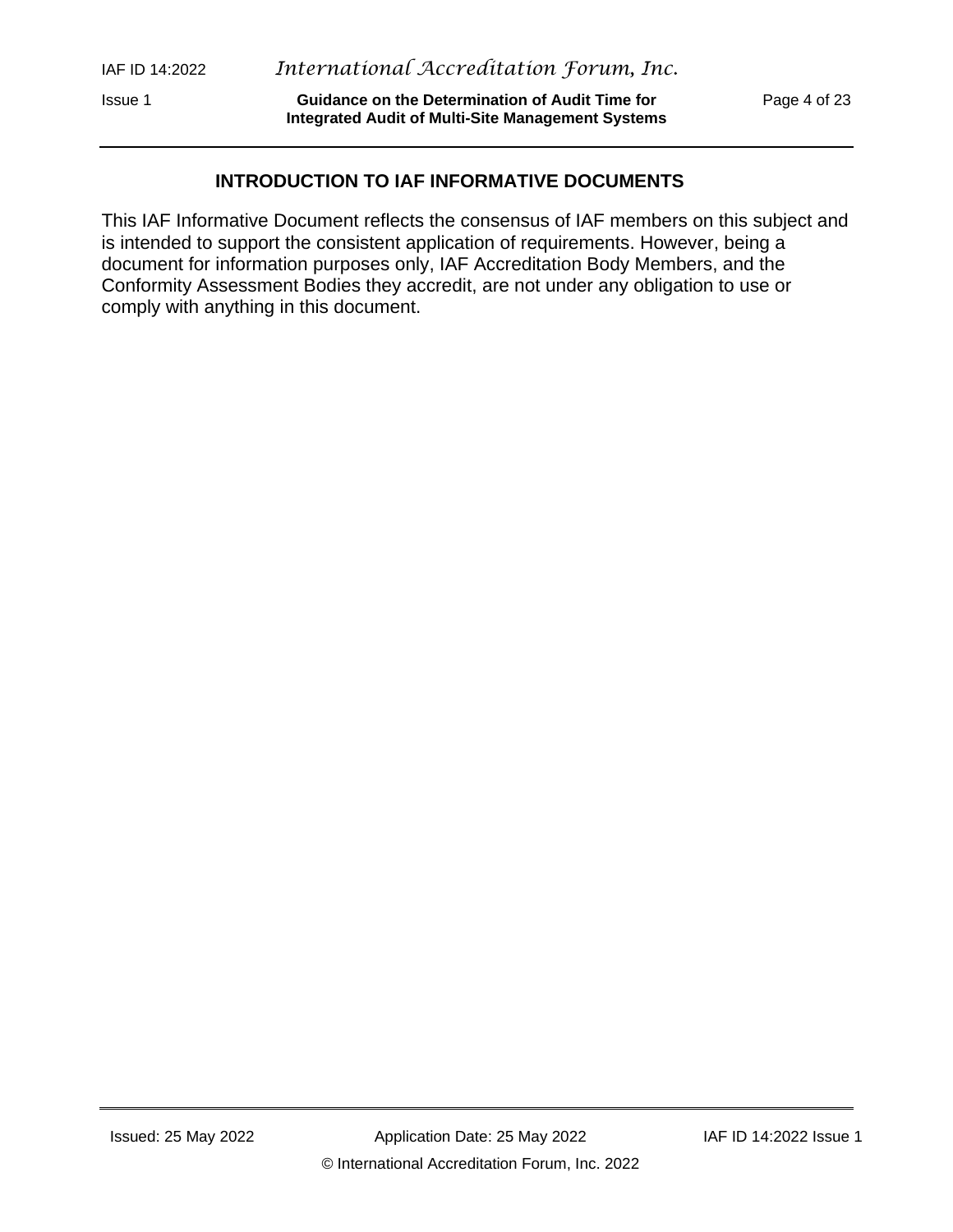## INTRODUCTION TO IAF INFORMATIVE DOCUMENTS

This IAF Informative Document reflects the consensus of IAF members on this subject and is intended to support the consistent application of requirements. However, being a document for information purposes only, IAF Accreditation Body Members, and the Conformity Assessment Bodies they accredit, are not under any obligation to use or comply with anything in this document.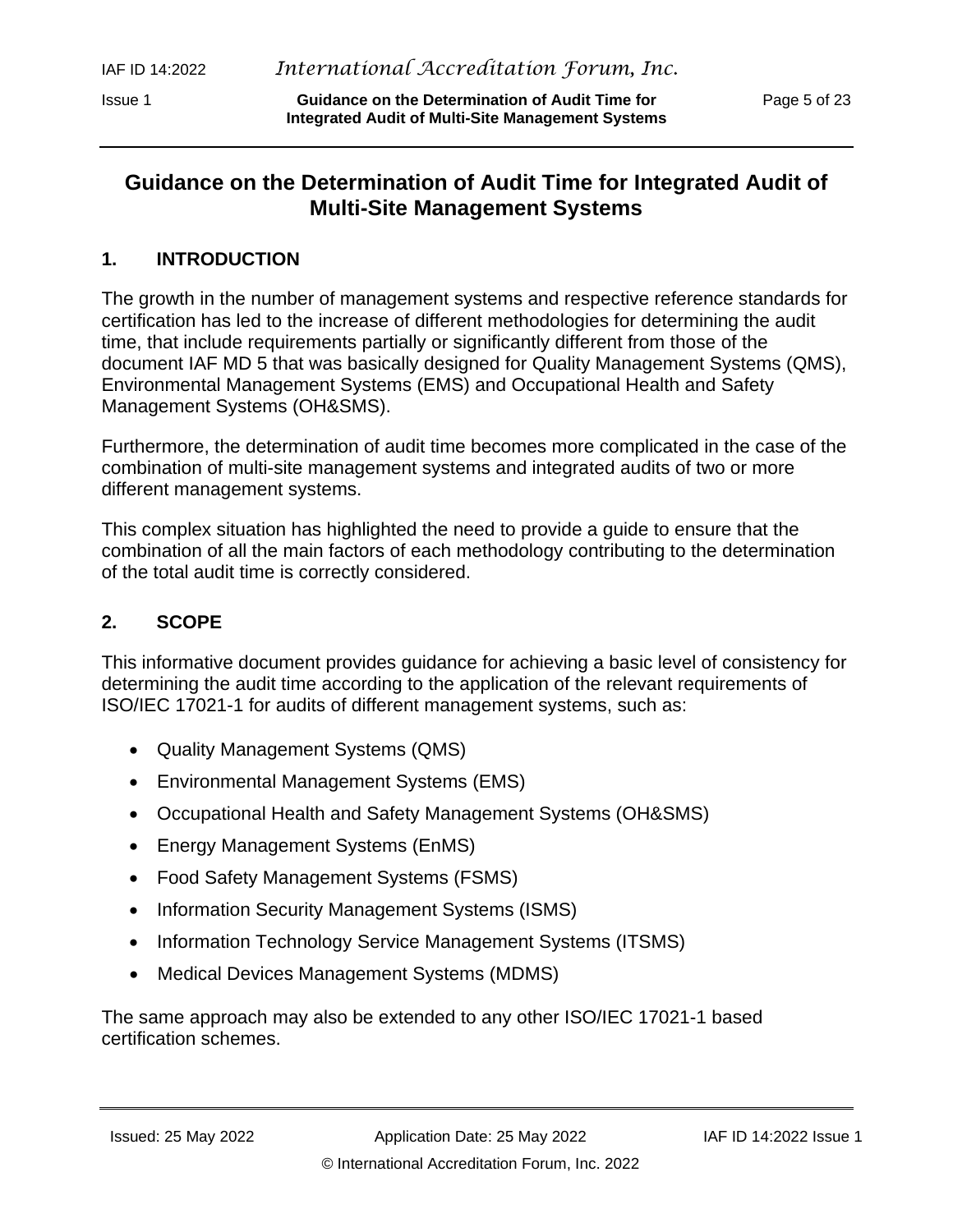# Guidance on the Determination of Audit Time for Integrated Audit of Multi-Site Management Systems

## 1. INTRODUCTION

The growth in the number of management systems and respective reference standards for certification has led to the increase of different methodologies for determining the audit time, that include requirements partially or significantly different from those of the document IAF MD 5 that was basically designed for Quality Management Systems (QMS), Environmental Management Systems (EMS) and Occupational Health and Safety Management Systems (OH&SMS).

Furthermore, the determination of audit time becomes more complicated in the case of the combination of multi-site management systems and integrated audits of two or more different management systems.

This complex situation has highlighted the need to provide a guide to ensure that the combination of all the main factors of each methodology contributing to the determination of the total audit time is correctly considered.

## 2. SCOPE

This informative document provides guidance for achieving a basic level of consistency for determining the audit time according to the application of the relevant requirements of ISO/IEC 17021-1 for audits of different management systems, such as:

- Quality Management Systems (QMS)
- Environmental Management Systems (EMS)
- Occupational Health and Safety Management Systems (OH&SMS)
- Energy Management Systems (EnMS)
- Food Safety Management Systems (FSMS)
- Information Security Management Systems (ISMS)
- Information Technology Service Management Systems (ITSMS)
- Medical Devices Management Systems (MDMS)

The same approach may also be extended to any other ISO/IEC 17021-1 based certification schemes.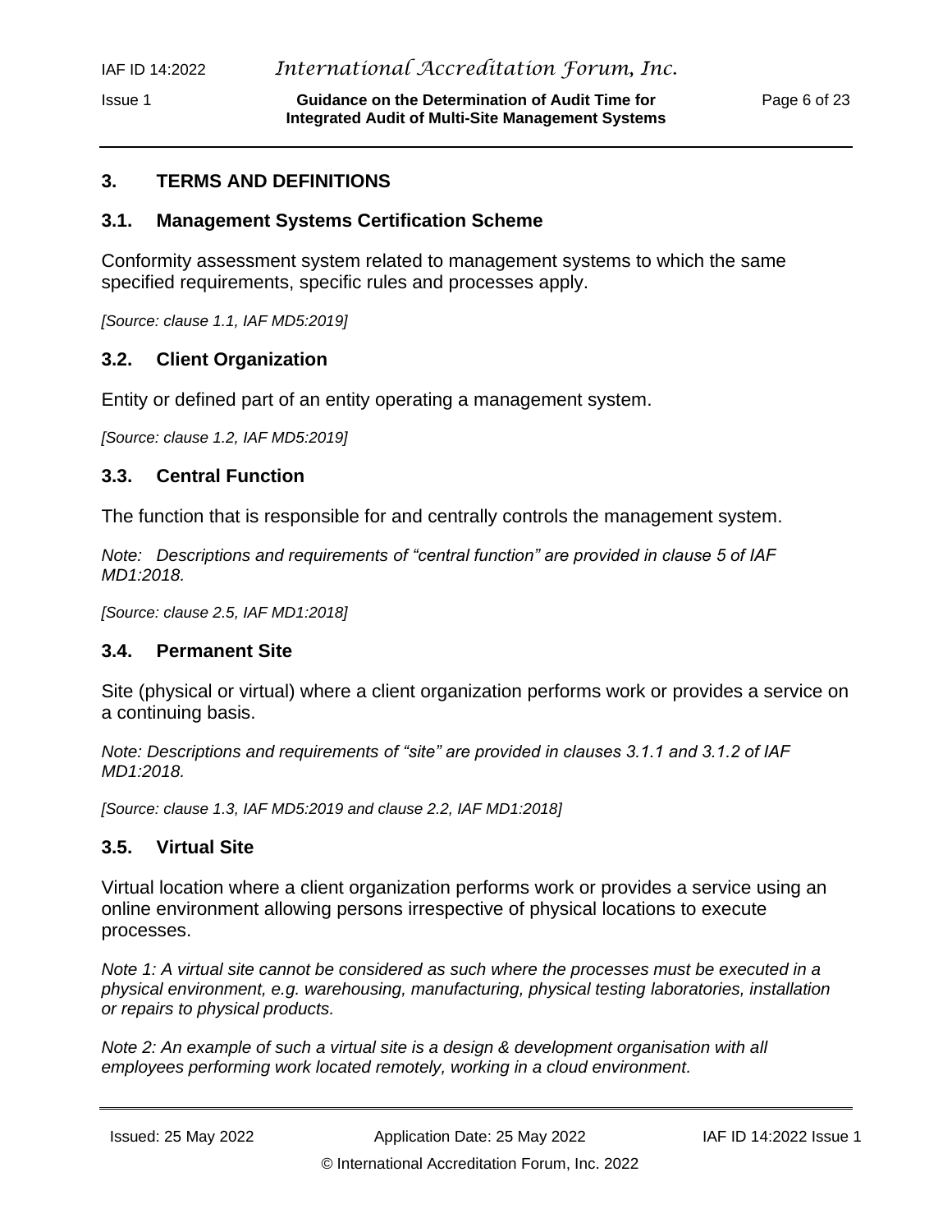## 3. TERMS AND DEFINITIONS

### 3.1. Management Systems Certification Scheme

Conformity assessment system related to management systems to which the same specified requirements, specific rules and processes apply.

*[Source: clause 1.1, IAF MD5:2019]*

### 3.2. Client Organization

Entity or defined part of an entity operating a management system.

*[Source: clause 1.2, IAF MD5:2019]*

### 3.3. Central Function

The function that is responsible for and centrally controls the management system.

*Note: Descriptions and requirements of "central function" are provided in clause 5 of IAF MD1:2018.*

*[Source: clause 2.5, IAF MD1:2018]*

### 3.4. Permanent Site

Site (physical or virtual) where a client organization performs work or provides a service on a continuing basis.

*Note: Descriptions and requirements of "site" are provided in clauses 3.1.1 and 3.1.2 of IAF MD1:2018.*

*[Source: clause 1.3, IAF MD5:2019 and clause 2.2, IAF MD1:2018]*

### 3.5. Virtual Site

Virtual location where a client organization performs work or provides a service using an online environment allowing persons irrespective of physical locations to execute processes.

*Note 1: A virtual site cannot be considered as such where the processes must be executed in a physical environment, e.g. warehousing, manufacturing, physical testing laboratories, installation or repairs to physical products.*

*Note 2: An example of such a virtual site is a design & development organisation with all employees performing work located remotely, working in a cloud environment.*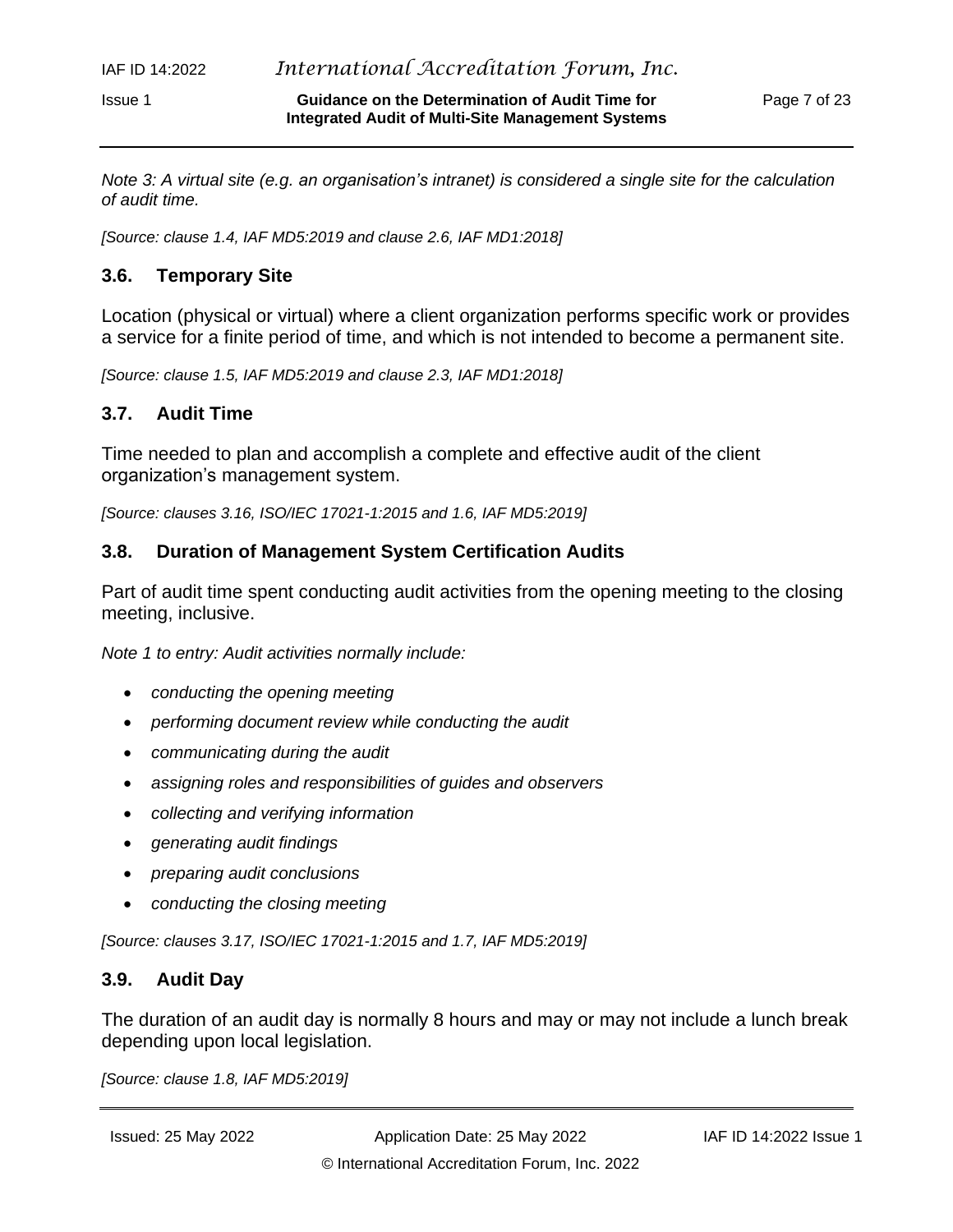*Note 3: A virtual site (e.g. an organisation's intranet) is considered a single site for the calculation of audit time.*

*[Source: clause 1.4, IAF MD5:2019 and clause 2.6, IAF MD1:2018]*

### 3.6. Temporary Site

Location (physical or virtual) where a client organization performs specific work or provides a service for a finite period of time, and which is not intended to become a permanent site.

*[Source: clause 1.5, IAF MD5:2019 and clause 2.3, IAF MD1:2018]*

### 3.7. Audit Time

Time needed to plan and accomplish a complete and effective audit of the client organization's management system.

*[Source: clauses 3.16, ISO/IEC 17021-1:2015 and 1.6, IAF MD5:2019]*

### 3.8. Duration of Management System Certification Audits

Part of audit time spent conducting audit activities from the opening meeting to the closing meeting, inclusive.

*Note 1 to entry: Audit activities normally include:*

- *conducting the opening meeting*
- *performing document review while conducting the audit*
- *communicating during the audit*
- *assigning roles and responsibilities of guides and observers*
- *collecting and verifying information*
- *generating audit findings*
- *preparing audit conclusions*
- *conducting the closing meeting*

*[Source: clauses 3.17, ISO/IEC 17021-1:2015 and 1.7, IAF MD5:2019]*

### 3.9. Audit Day

The duration of an audit day is normally 8 hours and may or may not include a lunch break depending upon local legislation.

*[Source: clause 1.8, IAF MD5:2019]*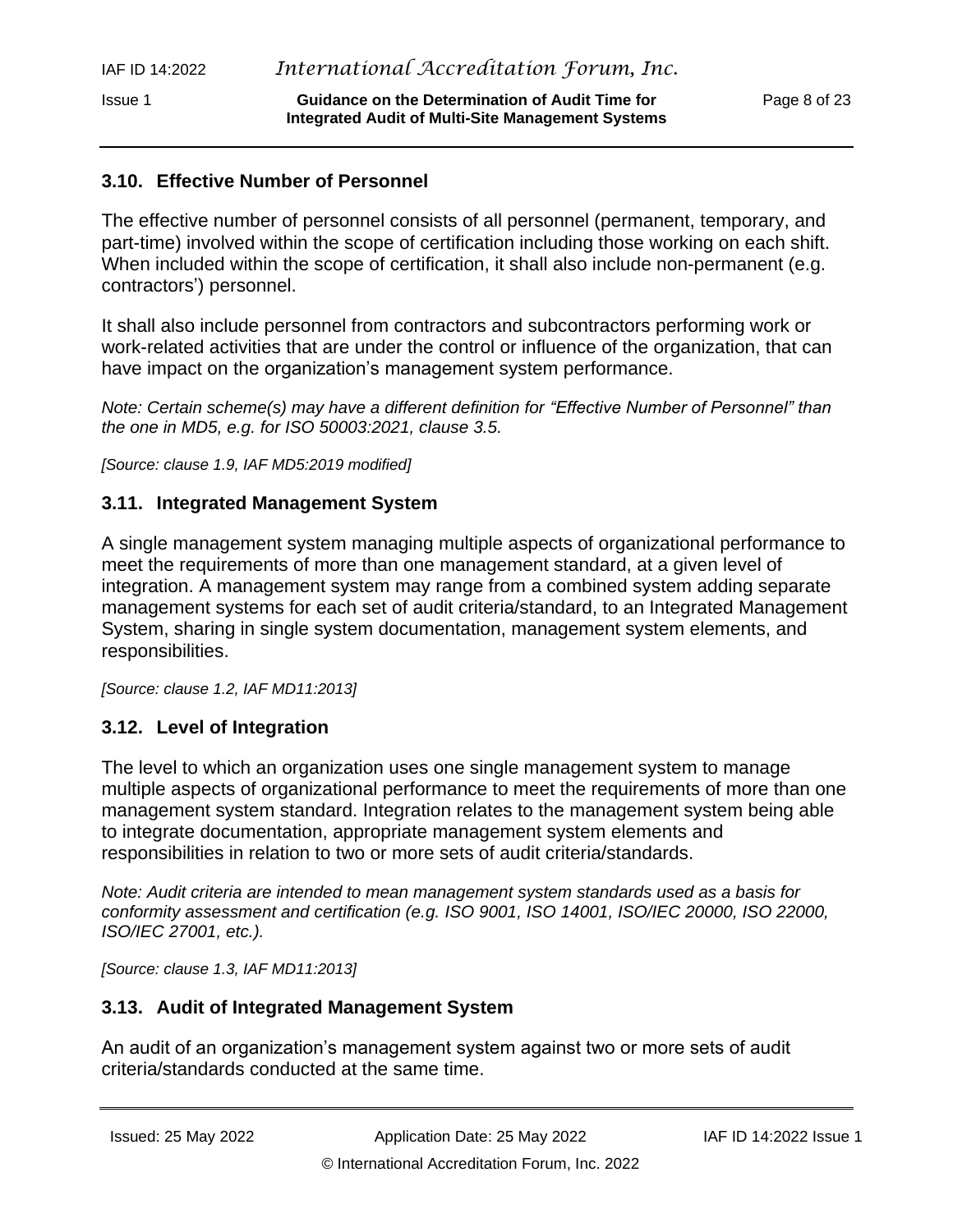### 3.10. Effective Number of Personnel

The effective number of personnel consists of all personnel (permanent, temporary, and part-time) involved within the scope of certification including those working on each shift. When included within the scope of certification, it shall also include non-permanent (e.g. contractors') personnel.

It shall also include personnel from contractors and subcontractors performing work or work-related activities that are under the control or influence of the organization, that can have impact on the organization's management system performance.

*Note: Certain scheme(s) may have a different definition for "Effective Number of Personnel" than the one in MD5, e.g. for ISO 50003:2021, clause 3.5.*

*[Source: clause 1.9, IAF MD5:2019 modified]*

### 3.11. Integrated Management System

A single management system managing multiple aspects of organizational performance to meet the requirements of more than one management standard, at a given level of integration. A management system may range from a combined system adding separate management systems for each set of audit criteria/standard, to an Integrated Management System, sharing in single system documentation, management system elements, and responsibilities.

*[Source: clause 1.2, IAF MD11:2013]*

### 3.12. Level of Integration

The level to which an organization uses one single management system to manage multiple aspects of organizational performance to meet the requirements of more than one management system standard. Integration relates to the management system being able to integrate documentation, appropriate management system elements and responsibilities in relation to two or more sets of audit criteria/standards.

*Note: Audit criteria are intended to mean management system standards used as a basis for conformity assessment and certification (e.g. ISO 9001, ISO 14001, ISO/IEC 20000, ISO 22000, ISO/IEC 27001, etc.).*

*[Source: clause 1.3, IAF MD11:2013]*

### 3.13. Audit of Integrated Management System

An audit of an organization's management system against two or more sets of audit criteria/standards conducted at the same time.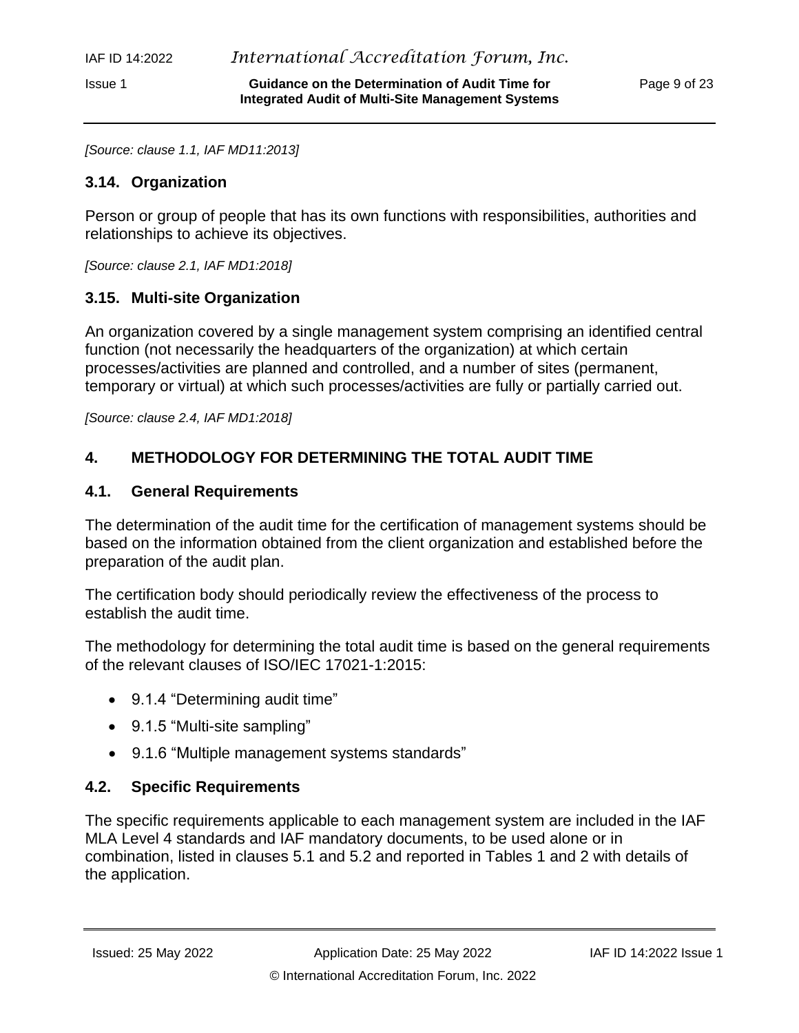*[Source: clause 1.1, IAF MD11:2013]*

### 3.14. Organization

Person or group of people that has its own functions with responsibilities, authorities and relationships to achieve its objectives.

*[Source: clause 2.1, IAF MD1:2018]*

### 3.15. Multi-site Organization

An organization covered by a single management system comprising an identified central function (not necessarily the headquarters of the organization) at which certain processes/activities are planned and controlled, and a number of sites (permanent, temporary or virtual) at which such processes/activities are fully or partially carried out.

*[Source: clause 2.4, IAF MD1:2018]*

## 4. METHODOLOGY FOR DETERMINING THE TOTAL AUDIT TIME

### 4.1. General Requirements

The determination of the audit time for the certification of management systems should be based on the information obtained from the client organization and established before the preparation of the audit plan.

The certification body should periodically review the effectiveness of the process to establish the audit time.

The methodology for determining the total audit time is based on the general requirements of the relevant clauses of ISO/IEC 17021-1:2015:

- 9.1.4 "Determining audit time"
- 9.1.5 "Multi-site sampling"
- 9.1.6 "Multiple management systems standards"

### 4.2. Specific Requirements

The specific requirements applicable to each management system are included in the IAF MLA Level 4 standards and IAF mandatory documents, to be used alone or in combination, listed in clauses 5.1 and 5.2 and reported in Tables 1 and 2 with details of the application.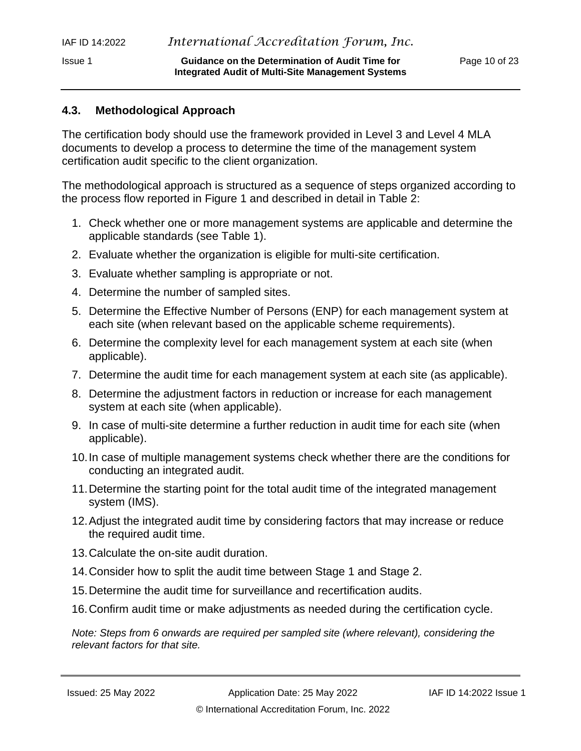## 4.3. Methodological Approach

The certification body should use the framework provided in Level 3 and Level 4 MLA documents to develop a process to determine the time of the management system certification audit specific to the client organization.

The methodological approach is structured as a sequence of steps organized according to the process flow reported in Figure 1 and described in detail in Table 2:

1. Check whether one or more management systems are applicable and determine the applicable standards (see Table 1).
2. Evaluate whether the organization is eligible for multi-site certification.
3. Evaluate whether sampling is appropriate or not.
4. Determine the number of sampled sites.
5. Determine the Effective Number of Persons (ENP) for each management system at each site (when relevant based on the applicable scheme requirements).
6. Determine the complexity level for each management system at each site (when applicable).
7. Determine the audit time for each management system at each site (as applicable).
8. Determine the adjustment factors in reduction or increase for each management system at each site (when applicable).
9. In case of multi-site determine a further reduction in audit time for each site (when applicable).
10. In case of multiple management systems check whether there are the conditions for conducting an integrated audit.
11. Determine the starting point for the total audit time of the integrated management system (IMS).
12. Adjust the integrated audit time by considering factors that may increase or reduce the required audit time.
13. Calculate the on-site audit duration.
14. Consider how to split the audit time between Stage 1 and Stage 2.
15. Determine the audit time for surveillance and recertification audits.
16. Confirm audit time or make adjustments as needed during the certification cycle.

*Note: Steps from 6 onwards are required per sampled site (where relevant), considering the relevant factors for that site.*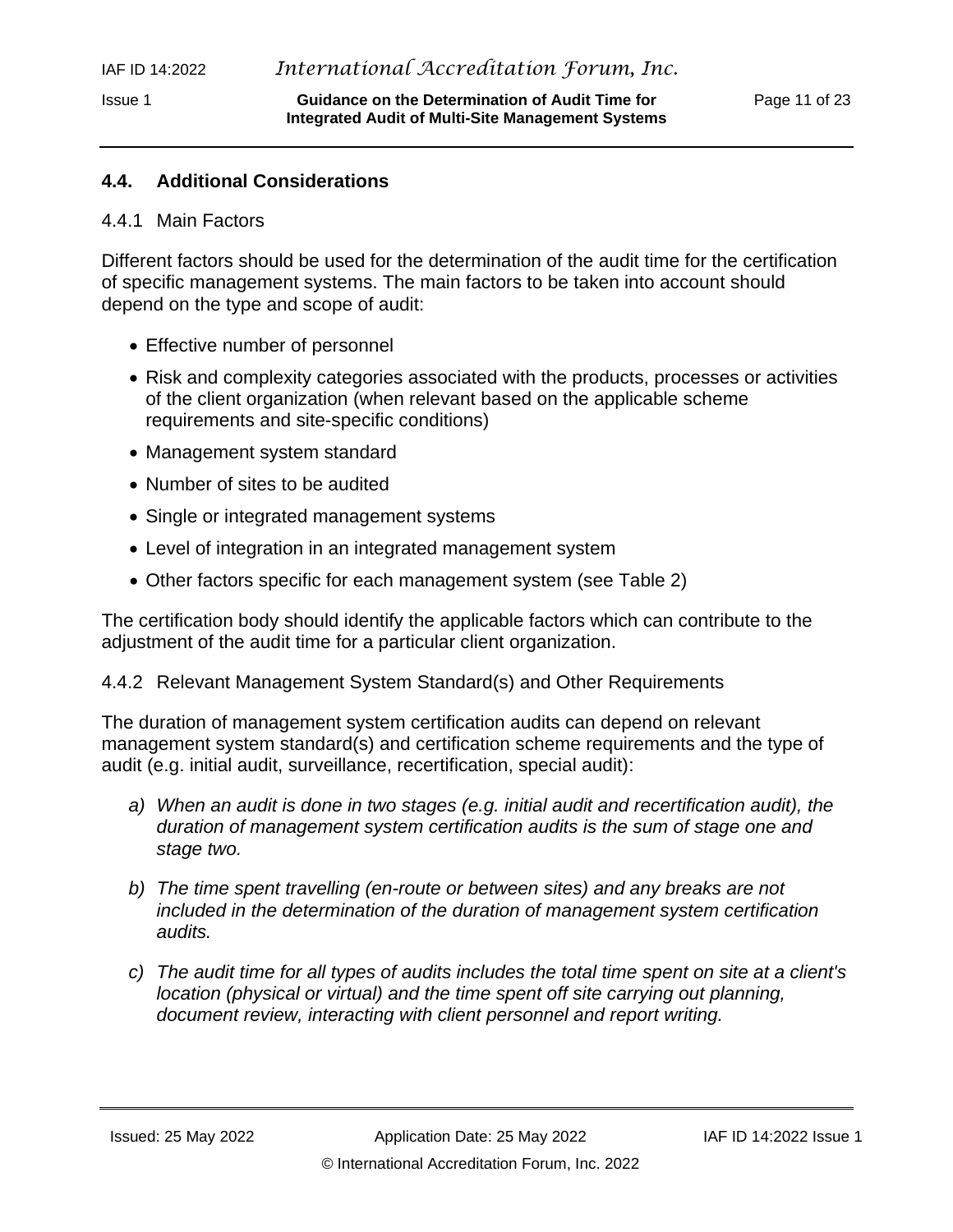## 4.4. Additional Considerations

### 4.4.1 Main Factors

Different factors should be used for the determination of the audit time for the certification of specific management systems. The main factors to be taken into account should depend on the type and scope of audit:

- Effective number of personnel
- Risk and complexity categories associated with the products, processes or activities of the client organization (when relevant based on the applicable scheme requirements and site-specific conditions)
- Management system standard
- Number of sites to be audited
- Single or integrated management systems
- Level of integration in an integrated management system
- Other factors specific for each management system (see Table 2)

The certification body should identify the applicable factors which can contribute to the adjustment of the audit time for a particular client organization.

### 4.4.2 Relevant Management System Standard(s) and Other Requirements

The duration of management system certification audits can depend on relevant management system standard(s) and certification scheme requirements and the type of audit (e.g. initial audit, surveillance, recertification, special audit):

a) *When an audit is done in two stages (e.g. initial audit and recertification audit), the duration of management system certification audits is the sum of stage one and stage two.*

b) *The time spent travelling (en-route or between sites) and any breaks are not included in the determination of the duration of management system certification audits.*

c) *The audit time for all types of audits includes the total time spent on site at a client's location (physical or virtual) and the time spent off site carrying out planning, document review, interacting with client personnel and report writing.*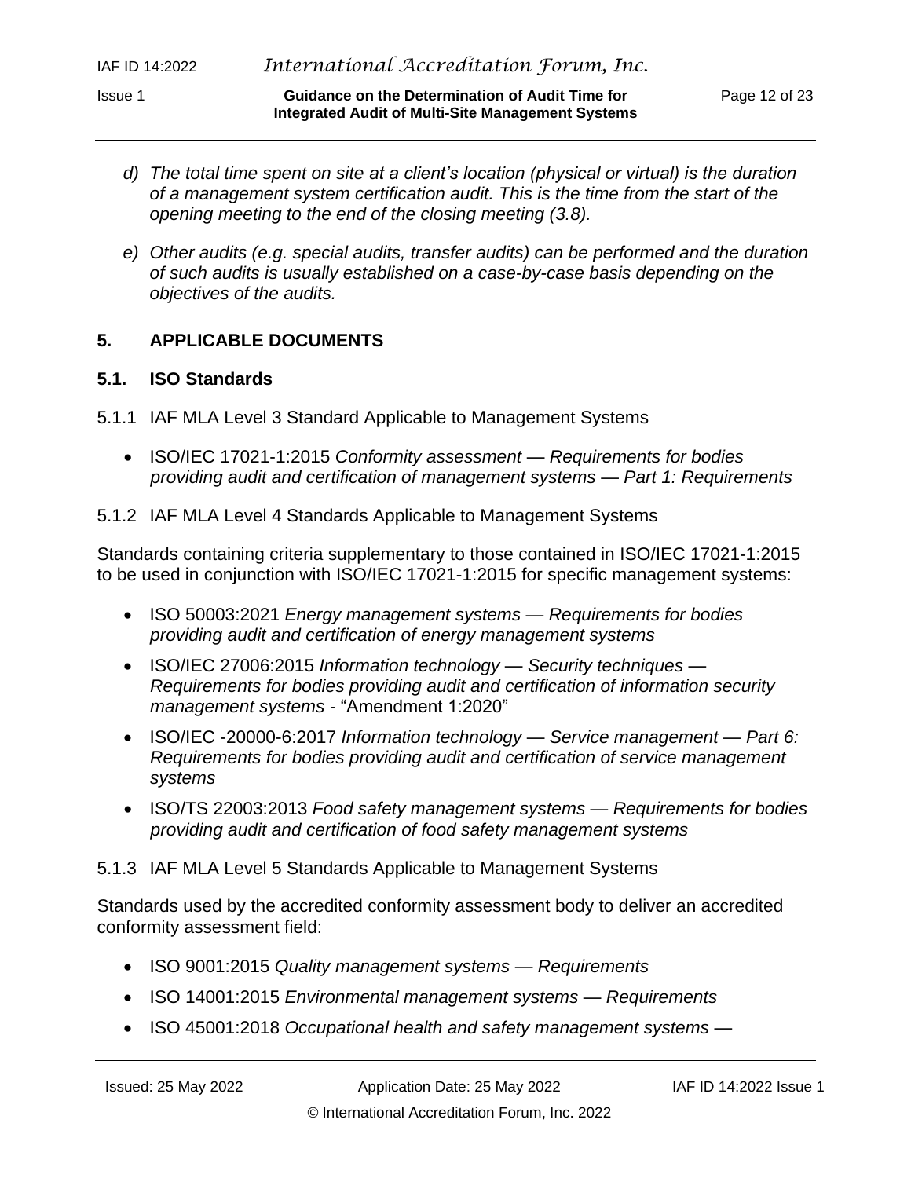*d) The total time spent on site at a client's location (physical or virtual) is the duration of a management system certification audit. This is the time from the start of the opening meeting to the end of the closing meeting (3.8).*

*e) Other audits (e.g. special audits, transfer audits) can be performed and the duration of such audits is usually established on a case-by-case basis depending on the objectives of the audits.*

## 5. APPLICABLE DOCUMENTS

### 5.1. ISO Standards

5.1.1 IAF MLA Level 3 Standard Applicable to Management Systems

- ISO/IEC 17021-1:2015 *Conformity assessment — Requirements for bodies providing audit and certification of management systems — Part 1: Requirements*

5.1.2 IAF MLA Level 4 Standards Applicable to Management Systems

Standards containing criteria supplementary to those contained in ISO/IEC 17021-1:2015 to be used in conjunction with ISO/IEC 17021-1:2015 for specific management systems:

- ISO 50003:2021 *Energy management systems — Requirements for bodies providing audit and certification of energy management systems*
- ISO/IEC 27006:2015 *Information technology — Security techniques — Requirements for bodies providing audit and certification of information security management systems* - "Amendment 1:2020"
- ISO/IEC -20000-6:2017 *Information technology — Service management — Part 6: Requirements for bodies providing audit and certification of service management systems*
- ISO/TS 22003:2013 *Food safety management systems — Requirements for bodies providing audit and certification of food safety management systems*

5.1.3 IAF MLA Level 5 Standards Applicable to Management Systems

Standards used by the accredited conformity assessment body to deliver an accredited conformity assessment field:

- ISO 9001:2015 *Quality management systems — Requirements*
- ISO 14001:2015 *Environmental management systems — Requirements*
- ISO 45001:2018 *Occupational health and safety management systems —*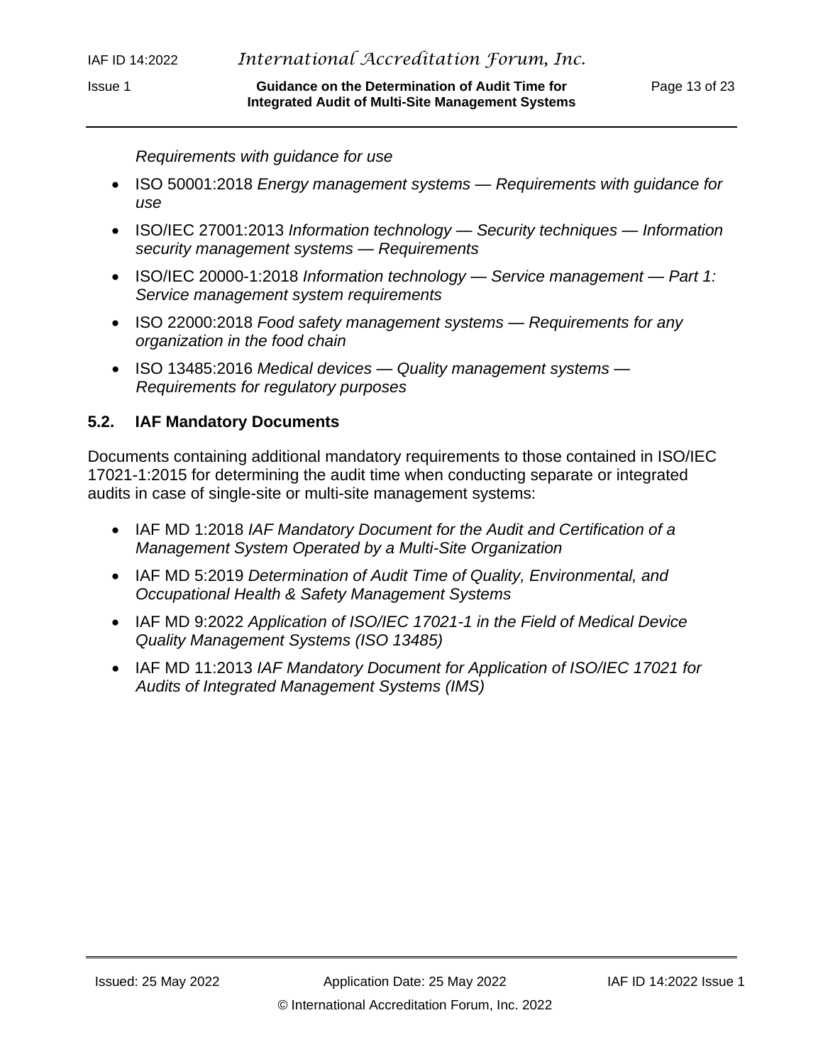*Requirements with guidance for use*

- ISO 50001:2018 *Energy management systems — Requirements with guidance for use*
- ISO/IEC 27001:2013 *Information technology — Security techniques — Information security management systems — Requirements*
- ISO/IEC 20000-1:2018 *Information technology — Service management — Part 1: Service management system requirements*
- ISO 22000:2018 *Food safety management systems — Requirements for any organization in the food chain*
- ISO 13485:2016 *Medical devices — Quality management systems — Requirements for regulatory purposes*

### 5.2. IAF Mandatory Documents

Documents containing additional mandatory requirements to those contained in ISO/IEC 17021-1:2015 for determining the audit time when conducting separate or integrated audits in case of single-site or multi-site management systems:

- IAF MD 1:2018 *IAF Mandatory Document for the Audit and Certification of a Management System Operated by a Multi-Site Organization*
- IAF MD 5:2019 *Determination of Audit Time of Quality, Environmental, and Occupational Health & Safety Management Systems*
- IAF MD 9:2022 *Application of ISO/IEC 17021-1 in the Field of Medical Device Quality Management Systems (ISO 13485)*
- IAF MD 11:2013 *IAF Mandatory Document for Application of ISO/IEC 17021 for Audits of Integrated Management Systems (IMS)*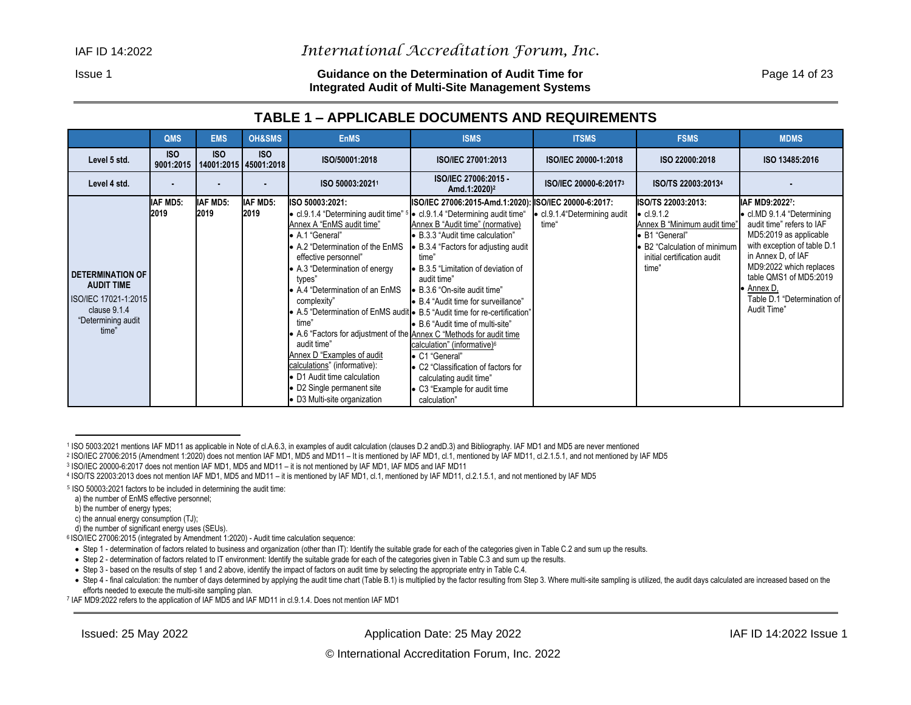## TABLE 1 – APPLICABLE DOCUMENTS AND REQUIREMENTS

| | QMS | EMS | OH&SMS | EnMS | ISMS | ITSMS | FSMS | MDMS |
|---|---|---|---|---|---|---|---|---|
| **Level 5 std.** | **ISO 9001:2015** | **ISO 14001:2015** | **ISO 45001:2018** | **ISO/50001:2018** | **ISO/IEC 27001:2013** | **ISO/IEC 20000-1:2018** | **ISO 22000:2018** | **ISO 13485:2016** |
| **Level 4 std.** | - | - | - | **ISO 50003:2021**[1] | **ISO/IEC 27006:2015 - Amd.1:2020)**[2] | **ISO/IEC 20000-6:2017**[3] | **ISO/TS 22003:2013**[4] | - |
| **DETERMINATION OF AUDIT TIME** ISO/IEC 17021-1:2015 clause 9.1.4 "Determining audit time" | **IAF MD5: 2019** | **IAF MD5: 2019** | **IAF MD5: 2019** | **ISO 50003:2021:** <br>• cl.9.1.4 "Determining audit time" [5] <br>Annex A "EnMS audit time" <br>• A.1 "General" <br>• A.2 "Determination of the EnMS effective personnel" <br>• A.3 "Determination of energy types" <br>• A.4 "Determination of an EnMS complexity" <br>• A.5 "Determination of EnMS audit time" <br>• A.6 "Factors for adjustment of the audit time" <br>Annex D "Examples of audit calculations" (informative): <br>• D1 Audit time calculation <br>• D2 Single permanent site <br>• D3 Multi-site organization | **ISO/IEC 27006:2015-Amd.1:2020):** <br>• cl.9.1.4 "Determining audit time" <br>Annex B "Audit time" (normative) <br>• B.3.3 "Audit time calculation" <br>• B.3.4 "Factors for adjusting audit time" <br>• B.3.5 "Limitation of deviation of audit time" <br>• B.3.6 "On-site audit time" <br>• B.4 "Audit time for surveillance" <br>• B.5 "Audit time for re-certification" <br>• B.6 "Audit time of multi-site" <br>Annex C "Methods for audit time calculation" (informative)[6] <br>• C1 "General" <br>• C2 "Classification of factors for calculating audit time" <br>• C3 "Example for audit time calculation" | **ISO/IEC 20000-6:2017:** <br>• cl.9.1.4"Determining audit time" | **ISO/TS 22003:2013:** <br>• cl.9.1.2 <br>Annex B "Minimum audit time" <br>• B1 "General" <br>• B2 "Calculation of minimum initial certification audit time" | **IAF MD9:2022**[7]**:** <br>• cl.MD 9.1.4 "Determining audit time" refers to IAF MD5:2019 as applicable with exception of table D.1 in Annex D, of IAF MD9:2022 which replaces table QMS1 of MD5:2019 <br>• Annex D, Table D.1 "Determination of Audit Time" |

[1] ISO 5003:2021 mentions IAF MD11 as applicable in Note of cl.A.6.3, in examples of audit calculation (clauses D.2 andD.3) and Bibliography. IAF MD1 and MD5 are never mentioned

[2] ISO/IEC 27006:2015 (Amendment 1:2020) does not mention IAF MD1, MD5 and MD11 – It is mentioned by IAF MD1, cl.1, mentioned by IAF MD11, cl.2.1.5.1, and not mentioned by IAF MD5

[3] ISO/IEC 20000-6:2017 does not mention IAF MD1, MD5 and MD11 – it is not mentioned by IAF MD1, IAF MD5 and IAF MD11

[4] ISO/TS 22003:2013 does not mention IAF MD1, MD5 and MD11 – it is mentioned by IAF MD1, cl.1, mentioned by IAF MD11, cl.2.1.5.1, and not mentioned by IAF MD5

[5] ISO 50003:2021 factors to be included in determining the audit time:

a) the number of EnMS effective personnel;

b) the number of energy types;

c) the annual energy consumption (TJ);

d) the number of significant energy uses (SEUs).

[6] ISO/IEC 27006:2015 (integrated by Amendment 1:2020) - Audit time calculation sequence:

- Step 1 - determination of factors related to business and organization (other than IT): Identify the suitable grade for each of the categories given in Table C.2 and sum up the results.
- Step 2 - determination of factors related to IT environment: Identify the suitable grade for each of the categories given in Table C.3 and sum up the results.
- Step 3 - based on the results of step 1 and 2 above, identify the impact of factors on audit time by selecting the appropriate entry in Table C.4.
- Step 4 - final calculation: the number of days determined by applying the audit time chart (Table B.1) is multiplied by the factor resulting from Step 3. Where multi-site sampling is utilized, the audit days calculated are increased based on the efforts needed to execute the multi-site sampling plan.

[7] IAF MD9:2022 refers to the application of IAF MD5 and IAF MD11 in cl.9.1.4. Does not mention IAF MD1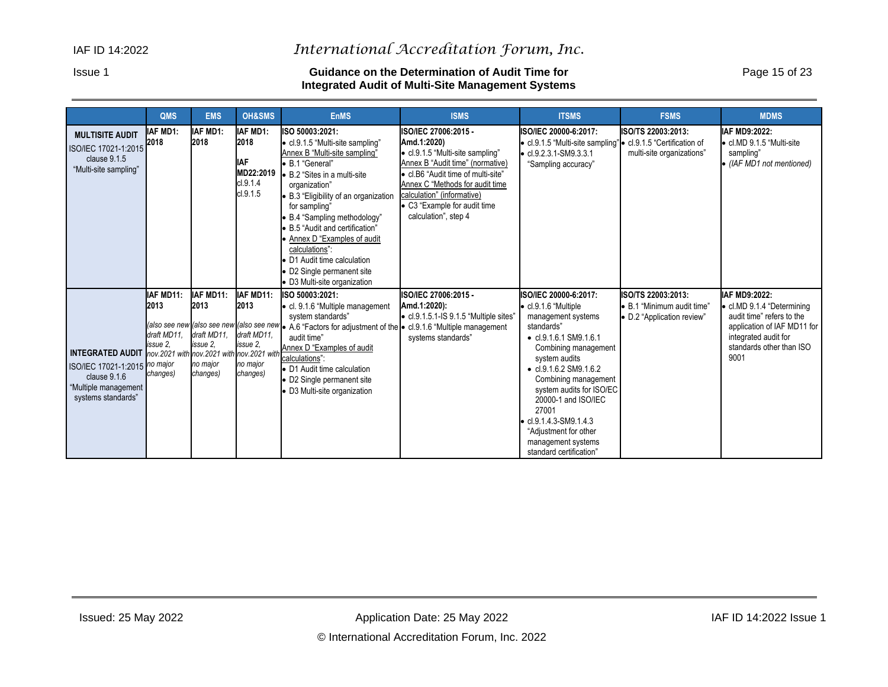| | QMS | EMS | OH&SMS | EnMS | ISMS | ITSMS | FSMS | MDMS |
|---|---|---|---|---|---|---|---|---|
| **MULTISITE AUDIT** ISO/IEC 17021-1:2015 clause 9.1.5 "Multi-site sampling" | **IAF MD1: 2018** | **IAF MD1: 2018** | **IAF MD1: 2018** **IAF MD22:2019** cl.9.1.4 cl.9.1.5 | **ISO 50003:2021:** • cl.9.1.5 "Multi-site sampling" Annex B "Multi-site sampling" • B.1 "General" • B.2 "Sites in a multi-site organization" • B.3 "Eligibility of an organization for sampling" • B.4 "Sampling methodology" • B.5 "Audit and certification" • Annex D "Examples of audit calculations": • D1 Audit time calculation • D2 Single permanent site • D3 Multi-site organization | **ISO/IEC 27006:2015 - Amd.1:2020)** • cl.9.1.5 "Multi-site sampling" Annex B "Audit time" (normative) • cl.B6 "Audit time of multi-site" Annex C "Methods for audit time calculation" (informative) • C3 "Example for audit time calculation", step 4 | **ISO/IEC 20000-6:2017:** • cl.9.1.5 "Multi-site sampling" • cl.9.2.3.1-SM9.3.3.1 "Sampling accuracy" | **ISO/TS 22003:2013:** • cl.9.1.5 "Certification of multi-site organizations" | **IAF MD9:2022:** • cl.MD 9.1.5 "Multi-site sampling" • *(IAF MD1 not mentioned)* |
| **INTEGRATED AUDIT** ISO/IEC 17021-1:2015 clause 9.1.6 "Multiple management systems standards" | **IAF MD11: 2013** *(also see new draft MD11, issue 2, nov.2021 with no major changes)* | **IAF MD11: 2013** *(also see new draft MD11, issue 2, nov.2021 with no major changes)* | **IAF MD11: 2013** *(also see new draft MD11, issue 2, nov.2021 with no major changes)* | **ISO 50003:2021:** • cl. 9.1.6 "Multiple management system standards" • A.6 "Factors for adjustment of the audit time" Annex D "Examples of audit calculations": • D1 Audit time calculation • D2 Single permanent site • D3 Multi-site organization | **ISO/IEC 27006:2015 - Amd.1:2020):** • cl.9.1.5.1-IS 9.1.5 "Multiple sites" • cl.9.1.6 "Multiple management systems standards" | **ISO/IEC 20000-6:2017:** • cl.9.1.6 "Multiple management systems standards" • cl.9.1.6.1 SM9.1.6.1 Combining management system audits • cl.9.1.6.2 SM9.1.6.2 Combining management system audits for ISO/IEC 20000-1 and ISO/IEC 27001 • cl.9.1.4.3-SM9.1.4.3 "Adjustment for other management systems standard certification" | **ISO/TS 22003:2013:** • B.1 "Minimum audit time" • D.2 "Application review" | **IAF MD9:2022:** • cl.MD 9.1.4 "Determining audit time" refers to the application of IAF MD11 for integrated audit for standards other than ISO 9001 |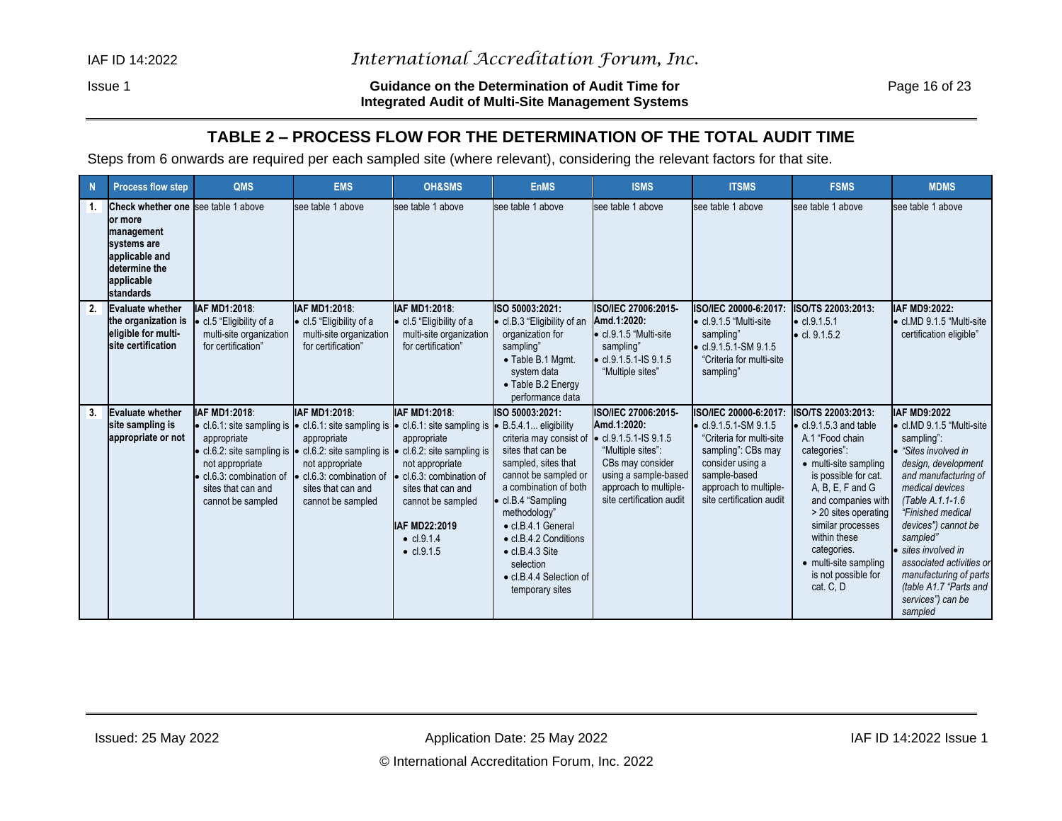## TABLE 2 – PROCESS FLOW FOR THE DETERMINATION OF THE TOTAL AUDIT TIME

Steps from 6 onwards are required per each sampled site (where relevant), considering the relevant factors for that site.

| N | Process flow step | QMS | EMS | OH&SMS | EnMS | ISMS | ITSMS | FSMS | MDMS |
|---|---|---|---|---|---|---|---|---|---|
| 1. | **Check whether one or more management systems are applicable and determine the applicable standards** | see table 1 above | see table 1 above | see table 1 above | see table 1 above | see table 1 above | see table 1 above | see table 1 above | see table 1 above |
| 2. | **Evaluate whether the organization is eligible for multi-site certification** | **IAF MD1:2018**: • cl.5 "Eligibility of a multi-site organization for certification" | **IAF MD1:2018**: • cl.5 "Eligibility of a multi-site organization for certification" | **IAF MD1:2018**: • cl.5 "Eligibility of a multi-site organization for certification" | **ISO 50003:2021:** • cl.B.3 "Eligibility of an organization for sampling" • Table B.1 Mgmt. system data • Table B.2 Energy performance data | **ISO/IEC 27006:2015-Amd.1:2020:** • cl.9.1.5 "Multi-site sampling" • cl.9.1.5.1-IS 9.1.5 "Multiple sites" | **ISO/IEC 20000-6:2017:** • cl.9.1.5 "Multi-site sampling" • cl.9.1.5.1-SM 9.1.5 "Criteria for multi-site sampling" | **ISO/TS 22003:2013:** • cl.9.1.5.1 • cl. 9.1.5.2 | **IAF MD9:2022:** • cl.MD 9.1.5 "Multi-site certification eligible" |
| 3. | **Evaluate whether site sampling is appropriate or not** | **IAF MD1:2018**: • cl.6.1: site sampling is appropriate • cl.6.2: site sampling is not appropriate • cl.6.3: combination of sites that can and cannot be sampled | **IAF MD1:2018**: • cl.6.1: site sampling is appropriate • cl.6.2: site sampling is not appropriate • cl.6.3: combination of sites that can and cannot be sampled | **IAF MD1:2018**: • cl.6.1: site sampling is appropriate • cl.6.2: site sampling is not appropriate • cl.6.3: combination of sites that can and cannot be sampled **IAF MD22:2019** • cl.9.1.4 • cl.9.1.5 | **ISO 50003:2021:** • B.5.4.1... eligibility criteria may consist of sites that can be sampled, sites that cannot be sampled or a combination of both • cl.B.4 "Sampling methodology" • cl.B.4.1 General • cl.B.4.2 Conditions • cl.B.4.3 Site selection • cl.B.4.4 Selection of temporary sites | **ISO/IEC 27006:2015-Amd.1:2020:** • cl.9.1.5.1-IS 9.1.5 "Multiple sites": CBs may consider using a sample-based approach to multiple-site certification audit | **ISO/IEC 20000-6:2017:** • cl.9.1.5.1-SM 9.1.5 "Criteria for multi-site sampling": CBs may consider using a sample-based approach to multiple-site certification audit | **ISO/TS 22003:2013:** • cl.9.1.5.3 and table A.1 "Food chain categories": • multi-site sampling is possible for cat. A, B, E, F and G and companies with > 20 sites operating similar processes within these categories. • multi-site sampling is not possible for cat. C, D | **IAF MD9:2022** • cl.MD 9.1.5 "Multi-site sampling": • *"Sites involved in design, development and manufacturing of medical devices (Table A.1.1-1.6 "Finished medical devices") cannot be sampled"* • *sites involved in associated activities or manufacturing of parts (table A1.7 "Parts and services") can be sampled* |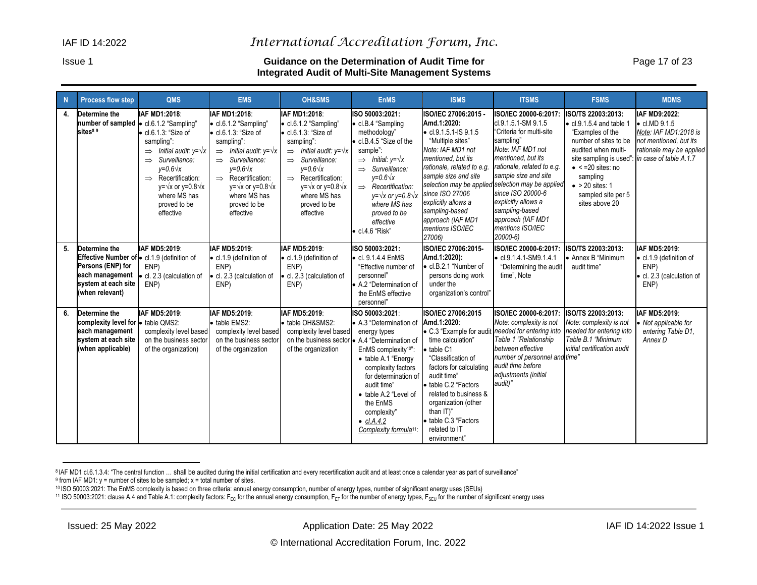| N | Process flow step | QMS | EMS | OH&SMS | EnMS | ISMS | ITSMS | FSMS | MDMS |
|---|---|---|---|---|---|---|---|---|---|
| 4. | **Determine the number of sampled sites**[8] [9] | **IAF MD1:2018**: • cl.6.1.2 "Sampling" • cl.6.1.3: "Size of sampling": ⇒ *Initial audit: y=√x* ⇒ *Surveillance: y=0.6√x* ⇒ Recertification: y=√x or y=0.8√x where MS has proved to be effective | **IAF MD1:2018**: • cl.6.1.2 "Sampling" • cl.6.1.3: "Size of sampling": ⇒ *Initial audit: y=√x* ⇒ *Surveillance: y=0.6√x* ⇒ Recertification: y=√x or y=0.8√x where MS has proved to be effective | **IAF MD1:2018**: • cl.6.1.2 "Sampling" • cl.6.1.3: "Size of sampling": ⇒ *Initial audit: y=√x* ⇒ *Surveillance: y=0.6√x* ⇒ Recertification: y=√x or y=0.8√x where MS has proved to be effective | **ISO 50003:2021:** • cl.B.4 "Sampling methodology" • cl.B.4.5 "Size of the sample": ⇒ *Initial: y=√x* ⇒ *Surveillance: y=0.6√x* ⇒ *Recertification: y=√x or y=0.8√x where MS has proved to be effective* • cl.4.6 "Risk" | **ISO/IEC 27006:2015 - Amd.1:2020:** • cl.9.1.5.1-IS 9.1.5 "Multiple sites" *Note: IAF MD1 not mentioned, but its rationale, related to e.g. sample size and site selection may be applied since ISO 27006 explicitly allows a sampling-based approach (IAF MD1 mentions ISO/IEC 27006)* | **ISO/IEC 20000-6:2017:** cl.9.1.5.1-SM 9.1.5 "Criteria for multi-site sampling" *Note: IAF MD1 not mentioned, but its rationale, related to e.g. sample size and site selection may be applied since ISO 20000-6 explicitly allows a sampling-based approach (IAF MD1 mentions ISO/IEC 20000-6)* | **ISO/TS 22003:2013:** • cl.9.1.5.4 and table 1 "Examples of the number of sites to be audited when multi-site sampling is used": • < =20 sites: no sampling • > 20 sites: 1 sampled site per 5 sites above 20 | **IAF MD9:2022**: • cl.MD 9.1.5 *Note: IAF MD1:2018 is not mentioned, but its rationale may be applied in case of table A.1.7* |
| 5. | **Determine the Effective Number of Persons (ENP) for each management system at each site (when relevant)** | **IAF MD5:2019**: • cl.1.9 (definition of ENP) • cl. 2.3 (calculation of ENP) | **IAF MD5:2019**: • cl.1.9 (definition of ENP) • cl. 2.3 (calculation of ENP) | **IAF MD5:2019**: • cl.1.9 (definition of ENP) • cl. 2.3 (calculation of ENP) | **ISO 50003:2021:** • cl. 9.1.4.4 EnMS "Effective number of personnel" • A.2 "Determination of the EnMS effective personnel" | **ISO/IEC 27006:2015-Amd.1:2020):** • cl.B.2.1 "Number of persons doing work under the organization's control" | **ISO/IEC 20000-6:2017:** • cl.9.1.4.1-SM9.1.4.1 "Determining the audit time", Note | **ISO/TS 22003:2013:** • Annex B "Minimum audit time" | **IAF MD5:2019**: • cl.1.9 (definition of ENP) • cl. 2.3 (calculation of ENP) |
| 6. | **Determine the complexity level for each management system at each site (when applicable)** | **IAF MD5:2019**: • table QMS2: complexity level based on the business sector of the organization) | **IAF MD5:2019**: • table EMS2: complexity level based on the business sector of the organization | **IAF MD5:2019**: • table OH&SMS2: complexity level based on the business sector of the organization | **ISO 50003:2021**: • A.3 "Determination of energy types • A.4 "Determination of EnMS complexity[10]": • table A.1 "Energy complexity factors for determination of audit time" • table A.2 "Level of the EnMS complexity" • *cl.A.4.2 Complexity formula*[11]: | **ISO/IEC 27006:2015 Amd.1:2020**: • C.3 "Example for audit time calculation" • table C1 "Classification of factors for calculating audit time" • table C.2 "Factors related to business & organization (other than IT)" • table C.3 "Factors related to IT environment" | **ISO/IEC 20000-6:2017:** *Note: complexity is not needed for entering into Table 1 "Relationship between effective number of personnel and audit time before adjustments (initial audit)"* | **ISO/TS 22003:2013:** *Note: complexity is not needed for entering into Table B.1 "Minimum initial certification audit time"* | **IAF MD5:2019**: • *Not applicable for entering Table D1, Annex D* |

[8] IAF MD1 cl.6.1.3.4: "The central function … shall be audited during the initial certification and every recertification audit and at least once a calendar year as part of surveillance"

[9] from IAF MD1: y = number of sites to be sampled; x = total number of sites.

[10] ISO 50003:2021: The EnMS complexity is based on three criteria: annual energy consumption, number of energy types, number of significant energy uses (SEUs)

[11] ISO 50003:2021: clause A.4 and Table A.1: complexity factors: $F_{EC}$ for the annual energy consumption, $F_{ET}$ for the number of energy types, $F_{SEU}$ for the number of significant energy uses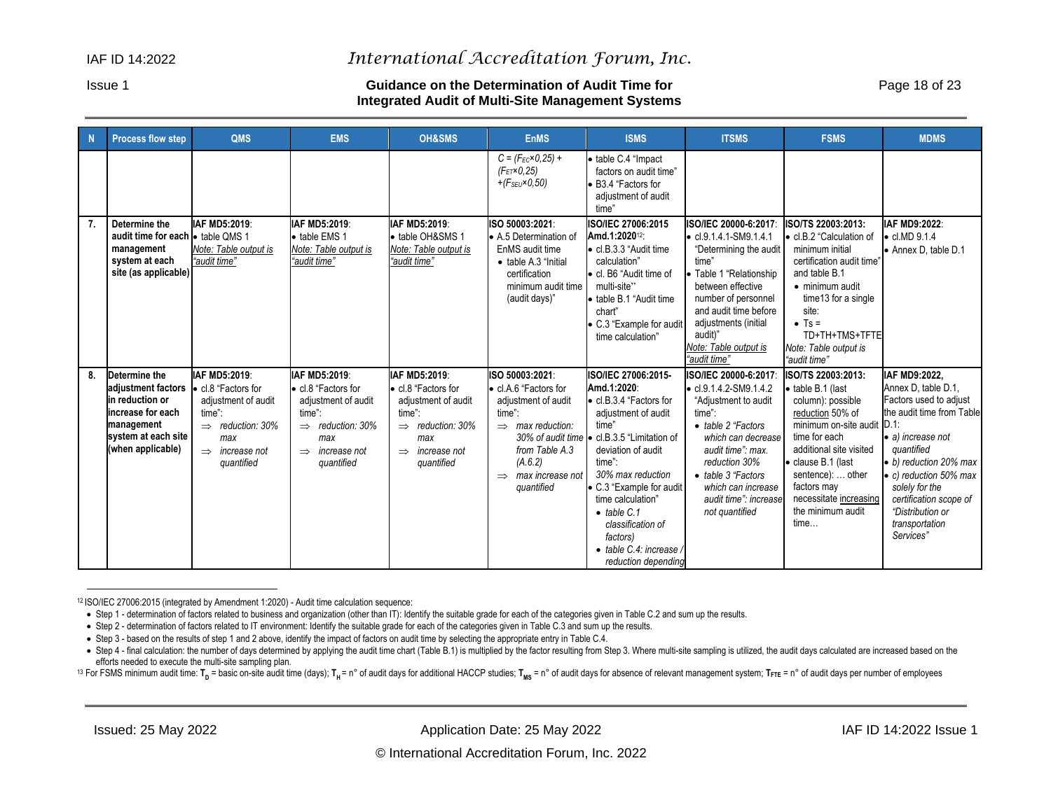| N | Process flow step | QMS | EMS | OH&SMS | EnMS | ISMS | ITSMS | FSMS | MDMS |
|---|---|---|---|---|---|---|---|---|---|
| | | | | | *$C = (F_{EC}×0,25) + (F_{ET}×0,25) +(F_{SEU}×0,50)$* | • table C.4 "Impact factors on audit time"<br>• B3.4 "Factors for adjustment of audit time" | | | |
| 7. | **Determine the audit time for each management system at each site (as applicable)** | **IAF MD5:2019**:<br>• table QMS 1<br>*Note: Table output is "audit time"* | **IAF MD5:2019**:<br>• table EMS 1<br>*Note: Table output is "audit time"* | **IAF MD5:2019**:<br>• table OH&SMS 1<br>*Note: Table output is "audit time"* | **ISO 50003:2021**:<br>• A.5 Determination of EnMS audit time<br>• table A.3 "Initial certification minimum audit time (audit days)" | **ISO/IEC 27006:2015 Amd.1:2020**[12]:<br>• cl.B.3.3 "Audit time calculation"<br>• cl. B6 "Audit time of multi-site"<br>• table B.1 "Audit time chart"<br>• C.3 "Example for audit time calculation" | **ISO/IEC 20000-6:2017**:<br>• cl.9.1.4.1-SM9.1.4.1 "Determining the audit time"<br>• Table 1 "Relationship between effective number of personnel and audit time before adjustments (initial audit)"<br>*Note: Table output is "audit time"* | **ISO/TS 22003:2013:**<br>• cl.B.2 "Calculation of minimum initial certification audit time" and table B.1<br>• minimum audit time13 for a single site:<br>• Ts = TD+TH+TMS+TFTE<br>*Note: Table output is "audit time"* | **IAF MD9:2022**:<br>• cl.MD 9.1.4<br>• Annex D, table D.1 |
| 8. | **Determine the adjustment factors in reduction or increase for each management system at each site (when applicable)** | **IAF MD5:2019**:<br>• cl.8 "Factors for adjustment of audit time":<br>⇒ *reduction: 30% max*<br>⇒ *increase not quantified* | **IAF MD5:2019**:<br>• cl.8 "Factors for adjustment of audit time":<br>⇒ *reduction: 30% max*<br>⇒ *increase not quantified* | **IAF MD5:2019**:<br>• cl.8 "Factors for adjustment of audit time":<br>⇒ *reduction: 30% max*<br>⇒ *increase not quantified* | **ISO 50003:2021**:<br>• cl.A.6 "Factors for adjustment of audit time":<br>⇒ *max reduction: 30% of audit time from Table A.3 (A.6.2)*<br>⇒ *max increase not quantified* | **ISO/IEC 27006:2015-Amd.1:2020**:<br>• cl.B.3.4 "Factors for adjustment of audit time"<br>• cl.B.3.5 "Limitation of deviation of audit time":<br>*30% max reduction*<br>• C.3 "Example for audit time calculation"<br>• *table C.1 classification of factors)*<br>• *table C.4: increase / reduction depending* | **ISO/IEC 20000-6:2017**:<br>• cl.9.1.4.2-SM9.1.4.2 "Adjustment to audit time":<br>• *table 2 "Factors which can decrease audit time": max. reduction 30%*<br>• *table 3 "Factors which can increase audit time": increase not quantified* | **ISO/TS 22003:2013:**<br>• table B.1 (last column): possible reduction 50% of minimum on-site audit time for each additional site visited<br>• clause B.1 (last sentence): … other factors may necessitate increasing the minimum audit time… | **IAF MD9:2022,** Annex D, table D.1, Factors used to adjust the audit time from Table D.1:<br>• *a) increase not quantified*<br>• *b) reduction 20% max*<br>• *c) reduction 50% max solely for the certification scope of "Distribution or transportation Services"* |

[12] ISO/IEC 27006:2015 (integrated by Amendment 1:2020) - Audit time calculation sequence:

- Step 1 - determination of factors related to business and organization (other than IT): Identify the suitable grade for each of the categories given in Table C.2 and sum up the results.
- Step 2 - determination of factors related to IT environment: Identify the suitable grade for each of the categories given in Table C.3 and sum up the results.
- Step 3 - based on the results of step 1 and 2 above, identify the impact of factors on audit time by selecting the appropriate entry in Table C.4.
- Step 4 - final calculation: the number of days determined by applying the audit time chart (Table B.1) is multiplied by the factor resulting from Step 3. Where multi-site sampling is utilized, the audit days calculated are increased based on the efforts needed to execute the multi-site sampling plan.

[13] For FSMS minimum audit time: $T_D$ = basic on-site audit time (days); $T_H$ = n° of audit days for additional HACCP studies; $T_{MS}$ = n° of audit days for absence of relevant management system; $T_{FTE}$ = n° of audit days per number of employees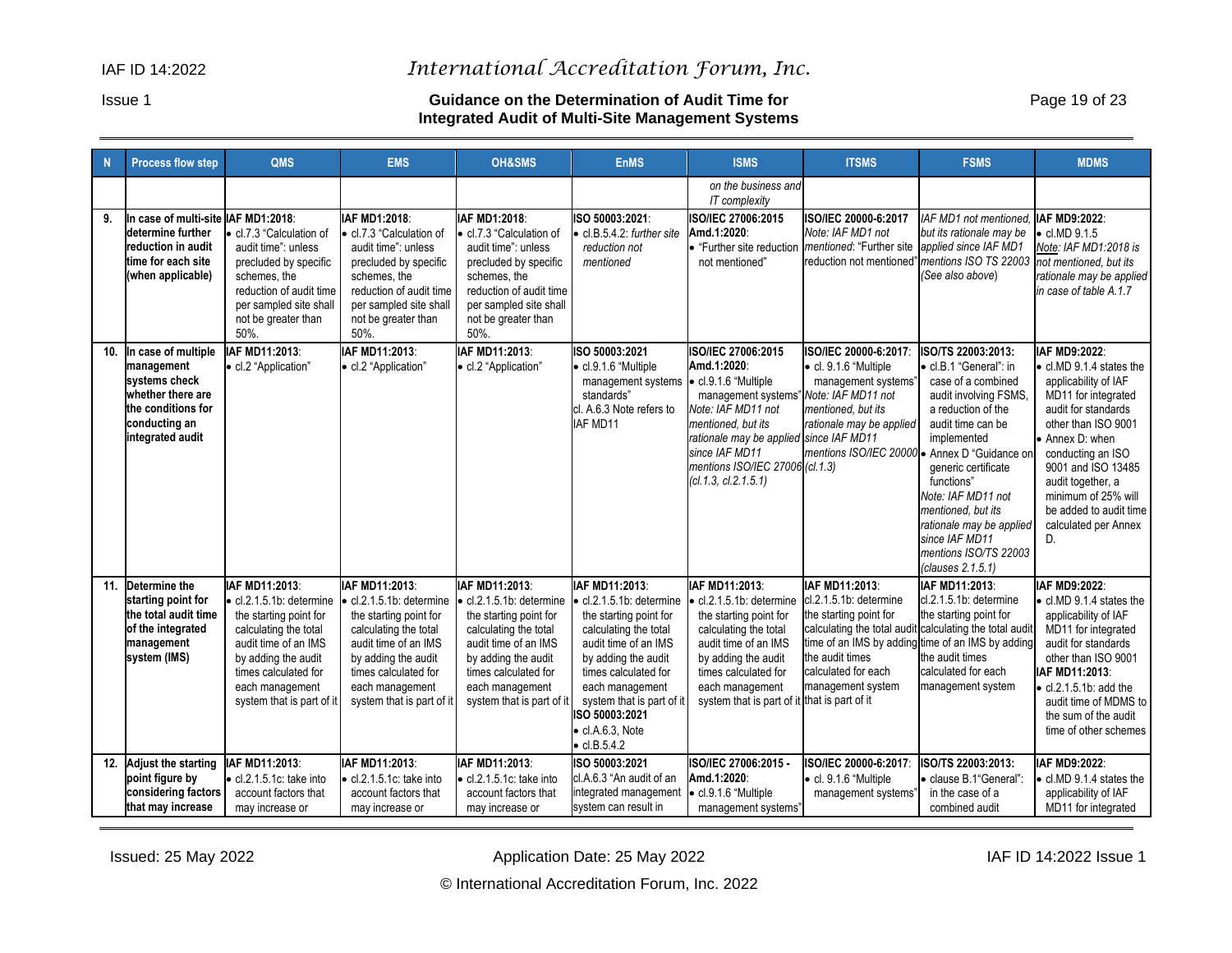| N | Process flow step | QMS | EMS | OH&SMS | EnMS | ISMS | ITSMS | FSMS | MDMS |
|---|---|---|---|---|---|---|---|---|---|
| | | | | | | *on the business and IT complexity* | | | |
| 9. | **In case of multi-site determine further reduction in audit time for each site (when applicable)** | **IAF MD1:2018**: • cl.7.3 "Calculation of audit time": unless precluded by specific schemes, the reduction of audit time per sampled site shall not be greater than 50%. | **IAF MD1:2018**: • cl.7.3 "Calculation of audit time": unless precluded by specific schemes, the reduction of audit time per sampled site shall not be greater than 50%. | **IAF MD1:2018**: • cl.7.3 "Calculation of audit time": unless precluded by specific schemes, the reduction of audit time per sampled site shall not be greater than 50%. | **ISO 50003:2021**: • cl.B.5.4.2: *further site reduction not mentioned* | **ISO/IEC 27006:2015 Amd.1:2020**: • "Further site reduction not mentioned" | **ISO/IEC 20000-6:2017** *Note: IAF MD1 not mentioned*: "Further site reduction not mentioned" | *IAF MD1 not mentioned, but its rationale may be applied since IAF MD1 mentions ISO TS 22003 (See also above)* | **IAF MD9:2022**: • cl.MD 9.1.5 *Note: IAF MD1:2018 is not mentioned, but its rationale may be applied in case of table A.1.7* |
| 10. | **In case of multiple management systems check whether there are the conditions for conducting an integrated audit** | **IAF MD11:2013**: • cl.2 "Application" | **IAF MD11:2013**: • cl.2 "Application" | **IAF MD11:2013**: • cl.2 "Application" | **ISO 50003:2021** • cl.9.1.6 "Multiple management systems standards" cl. A.6.3 Note refers to IAF MD11 | **ISO/IEC 27006:2015 Amd.1:2020**: • cl.9.1.6 "Multiple management systems" *Note: IAF MD11 not mentioned, but its rationale may be applied since IAF MD11 mentions ISO/IEC 27006 (cl.1.3, cl.2.1.5.1)* | **ISO/IEC 20000-6:2017**: • cl. 9.1.6 "Multiple management systems" *Note: IAF MD11 not mentioned, but its rationale may be applied since IAF MD11 mentions ISO/IEC 20000 (cl.1.3)* | **ISO/TS 22003:2013**: • cl.B.1 "General": in case of a combined audit involving FSMS, a reduction of the audit time can be implemented • Annex D "Guidance on generic certificate functions" *Note: IAF MD11 not mentioned, but its rationale may be applied since IAF MD11 mentions ISO/TS 22003 (clauses 2.1.5.1)* | **IAF MD9:2022**: • cl.MD 9.1.4 states the applicability of IAF MD11 for integrated audit for standards other than ISO 9001 • Annex D: when conducting an ISO 9001 and ISO 13485 audit together, a minimum of 25% will be added to audit time calculated per Annex D. |
| 11. | **Determine the starting point for the total audit time of the integrated management system (IMS)** | **IAF MD11:2013**: • cl.2.1.5.1b: determine the starting point for calculating the total audit time of an IMS by adding the audit times calculated for each management system that is part of it | **IAF MD11:2013**: • cl.2.1.5.1b: determine the starting point for calculating the total audit time of an IMS by adding the audit times calculated for each management system that is part of it | **IAF MD11:2013**: • cl.2.1.5.1b: determine the starting point for calculating the total audit time of an IMS by adding the audit times calculated for each management system that is part of it | **IAF MD11:2013**: • cl.2.1.5.1b: determine the starting point for calculating the total audit time of an IMS by adding the audit times calculated for each management system that is part of it **ISO 50003:2021** • cl.A.6.3, Note • cl.B.5.4.2 | **IAF MD11:2013**: • cl.2.1.5.1b: determine the starting point for calculating the total audit time of an IMS by adding the audit times calculated for each management system that is part of it | **IAF MD11:2013**: cl.2.1.5.1b: determine the starting point for calculating the total audit time of an IMS by adding the audit times calculated for each management system that is part of it | **IAF MD11:2013**: cl.2.1.5.1b: determine the starting point for calculating the total audit time of an IMS by adding the audit times calculated for each management system | **IAF MD9:2022**: • cl.MD 9.1.4 states the applicability of IAF MD11 for integrated audit for standards other than ISO 9001 **IAF MD11:2013**: • cl.2.1.5.1b: add the audit time of MDMS to the sum of the audit time of other schemes |
| 12. | **Adjust the starting point figure by considering factors that may increase** | **IAF MD11:2013**: • cl.2.1.5.1c: take into account factors that may increase or | **IAF MD11:2013**: • cl.2.1.5.1c: take into account factors that may increase or | **IAF MD11:2013**: • cl.2.1.5.1c: take into account factors that may increase or | **ISO 50003:2021** cl.A.6.3 "An audit of an integrated management system can result in | **ISO/IEC 27006:2015 - Amd.1:2020**: • cl.9.1.6 "Multiple management systems" | **ISO/IEC 20000-6:2017**: • cl. 9.1.6 "Multiple management systems" | **ISO/TS 22003:2013**: • clause B.1"General": in the case of a combined audit | **IAF MD9:2022**: • cl.MD 9.1.4 states the applicability of IAF MD11 for integrated |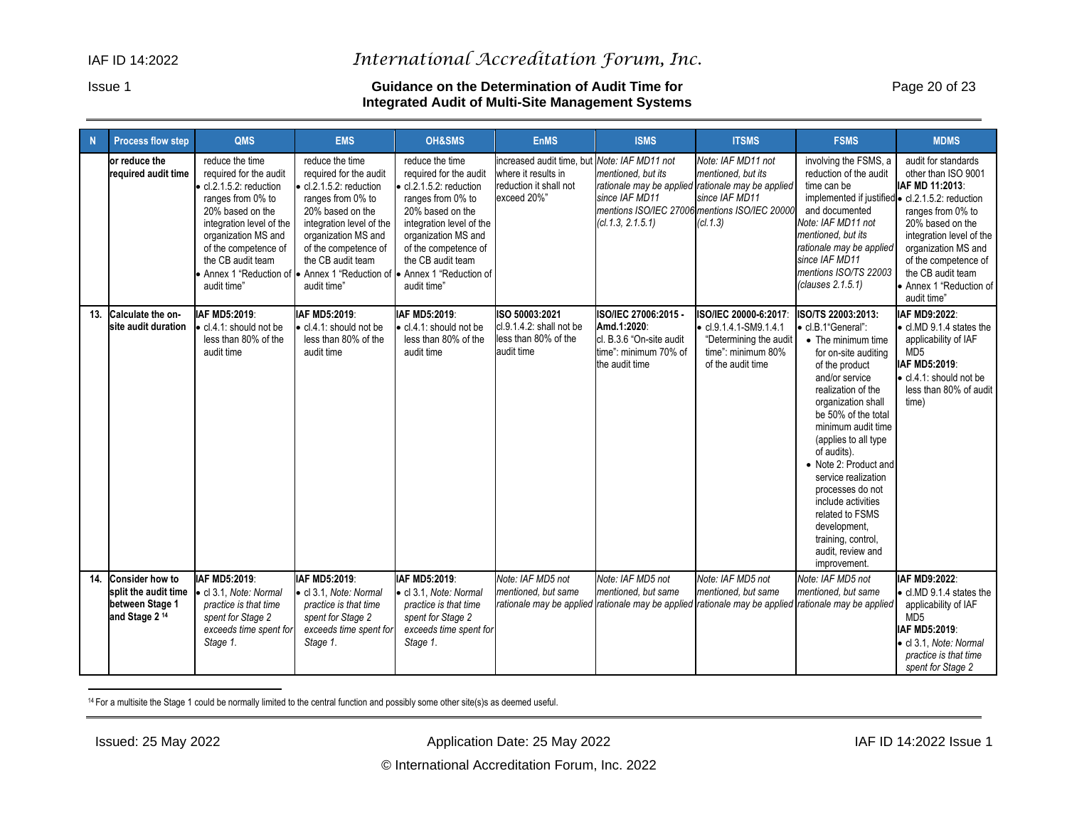| N | Process flow step | QMS | EMS | OH&SMS | EnMS | ISMS | ITSMS | FSMS | MDMS |
|---|---|---|---|---|---|---|---|---|---|
| | **or reduce the required audit time** | reduce the time required for the audit<br>• cl.2.1.5.2: reduction ranges from 0% to 20% based on the integration level of the organization MS and of the competence of the CB audit team<br>• Annex 1 "Reduction of audit time" | reduce the time required for the audit<br>• cl.2.1.5.2: reduction ranges from 0% to 20% based on the integration level of the organization MS and of the competence of the CB audit team<br>• Annex 1 "Reduction of audit time" | reduce the time required for the audit<br>• cl.2.1.5.2: reduction ranges from 0% to 20% based on the integration level of the organization MS and of the competence of the CB audit team<br>• Annex 1 "Reduction of audit time" | increased audit time, but where it results in reduction it shall not exceed 20%" | *Note: IAF MD11 not mentioned, but its rationale may be applied since IAF MD11 mentions ISO/IEC 27006 (cl.1.3, 2.1.5.1)* | *Note: IAF MD11 not mentioned, but its rationale may be applied since IAF MD11 mentions ISO/IEC 20000 (cl.1.3)* | involving the FSMS, a reduction of the audit time can be implemented if justified and documented<br>*Note: IAF MD11 not mentioned, but its rationale may be applied since IAF MD11 mentions ISO/TS 22003 (clauses 2.1.5.1)* | audit for standards other than ISO 9001<br>**IAF MD 11:2013**:<br>• cl.2.1.5.2: reduction ranges from 0% to 20% based on the integration level of the organization MS and of the competence of the CB audit team<br>• Annex 1 "Reduction of audit time" |
| **13.** | **Calculate the on-site audit duration** | **IAF MD5:2019**:<br>• cl.4.1: should not be less than 80% of the audit time | **IAF MD5:2019**:<br>• cl.4.1: should not be less than 80% of the audit time | **IAF MD5:2019**:<br>• cl.4.1: should not be less than 80% of the audit time | **ISO 50003:2021**<br>cl.9.1.4.2: shall not be less than 80% of the audit time | **ISO/IEC 27006:2015 - Amd.1:2020**:<br>cl. B.3.6 "On-site audit time": minimum 70% of the audit time | **ISO/IEC 20000-6:2017**:<br>• cl.9.1.4.1-SM9.1.4.1 "Determining the audit time": minimum 80% of the audit time | **ISO/TS 22003:2013**:<br>• cl.B.1"General":<br>• The minimum time for on-site auditing of the product and/or service realization of the organization shall be 50% of the total minimum audit time (applies to all type of audits).<br>• Note 2: Product and service realization processes do not include activities related to FSMS development, training, control, audit, review and improvement. | **IAF MD9:2022**:<br>• cl.MD 9.1.4 states the applicability of IAF MD5<br>**IAF MD5:2019**:<br>• cl.4.1: should not be less than 80% of audit time) |
| **14.** | **Consider how to split the audit time between Stage 1 and Stage 2** [14] | **IAF MD5:2019**:<br>• cl 3.1, *Note: Normal practice is that time spent for Stage 2 exceeds time spent for Stage 1.* | **IAF MD5:2019**:<br>• cl 3.1, *Note: Normal practice is that time spent for Stage 2 exceeds time spent for Stage 1.* | **IAF MD5:2019**:<br>• cl 3.1, *Note: Normal practice is that time spent for Stage 2 exceeds time spent for Stage 1.* | *Note: IAF MD5 not mentioned, but same rationale may be applied* | *Note: IAF MD5 not mentioned, but same rationale may be applied* | *Note: IAF MD5 not mentioned, but same rationale may be applied* | *Note: IAF MD5 not mentioned, but same rationale may be applied* | **IAF MD9:2022**:<br>• cl.MD 9.1.4 states the applicability of IAF MD5<br>**IAF MD5:2019**:<br>• cl 3.1, *Note: Normal practice is that time spent for Stage 2* |

[14] For a multisite the Stage 1 could be normally limited to the central function and possibly some other site(s)s as deemed useful.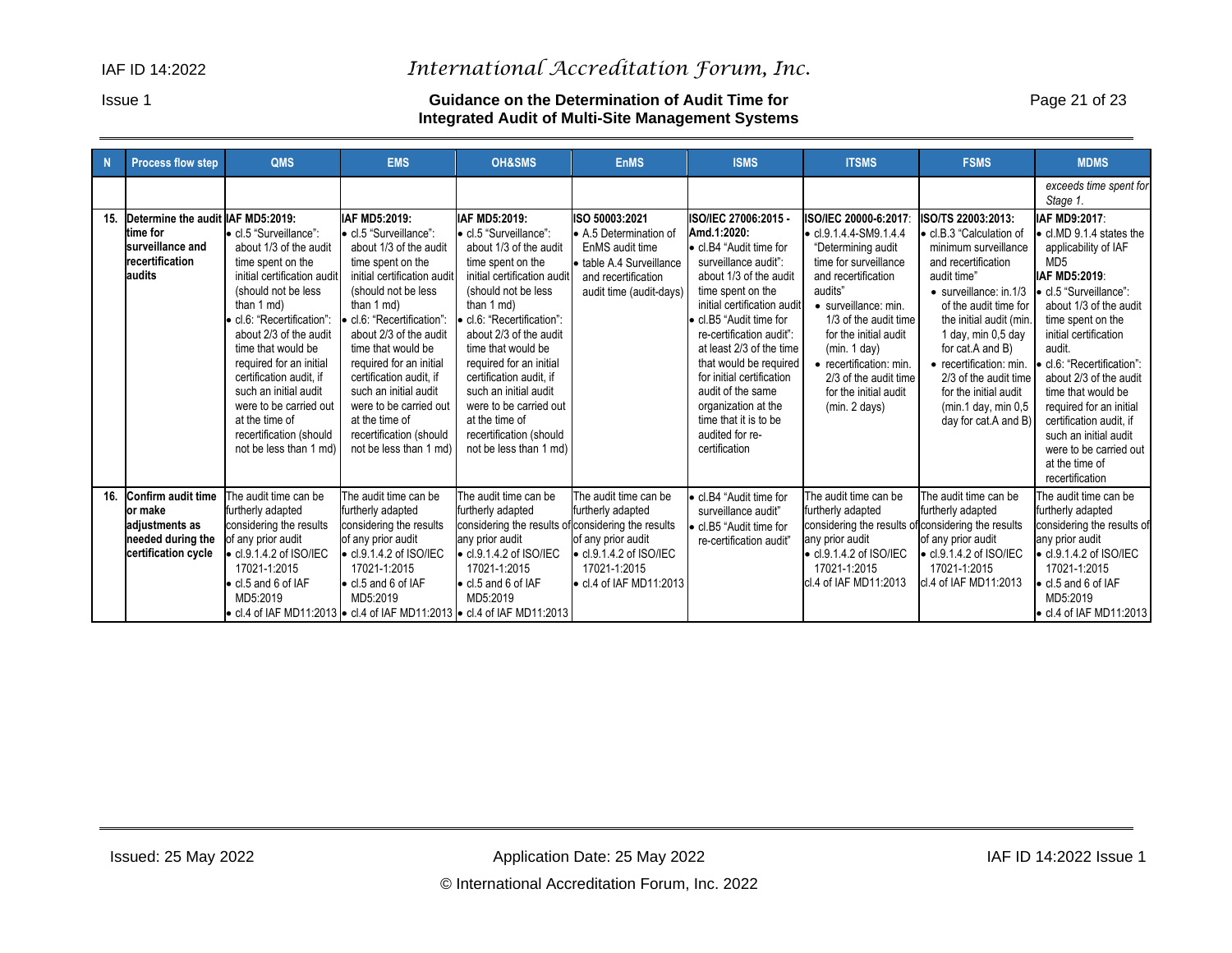| N | Process flow step | QMS | EMS | OH&SMS | EnMS | ISMS | ITSMS | FSMS | MDMS |
|---|---|---|---|---|---|---|---|---|---|
| | | | | | | | | | *exceeds time spent for Stage 1.* |
| 15. | **Determine the audit time for surveillance and recertification audits** | **IAF MD5:2019:**<br>• cl.5 "Surveillance": about 1/3 of the audit time spent on the initial certification audit (should not be less than 1 md)<br>• cl.6: "Recertification": about 2/3 of the audit time that would be required for an initial certification audit, if such an initial audit were to be carried out at the time of recertification (should not be less than 1 md) | **IAF MD5:2019:**<br>• cl.5 "Surveillance": about 1/3 of the audit time spent on the initial certification audit (should not be less than 1 md)<br>• cl.6: "Recertification": about 2/3 of the audit time that would be required for an initial certification audit, if such an initial audit were to be carried out at the time of recertification (should not be less than 1 md) | **IAF MD5:2019:**<br>• cl.5 "Surveillance": about 1/3 of the audit time spent on the initial certification audit (should not be less than 1 md)<br>• cl.6: "Recertification": about 2/3 of the audit time that would be required for an initial certification audit, if such an initial audit were to be carried out at the time of recertification (should not be less than 1 md) | **ISO 50003:2021**<br>• A.5 Determination of EnMS audit time<br>• table A.4 Surveillance and recertification audit time (audit-days) | **ISO/IEC 27006:2015 - Amd.1:2020:**<br>• cl.B4 "Audit time for surveillance audit": about 1/3 of the audit time spent on the initial certification audit<br>• cl.B5 "Audit time for re-certification audit": at least 2/3 of the time that would be required for initial certification audit of the same organization at the time that it is to be audited for re-certification | **ISO/IEC 20000-6:2017**:<br>• cl.9.1.4.4-SM9.1.4.4 "Determining audit time for surveillance and recertification audits"<br>• surveillance: min. 1/3 of the audit time for the initial audit (min. 1 day)<br>• recertification: min. 2/3 of the audit time for the initial audit (min. 2 days) | **ISO/TS 22003:2013:**<br>• cl.B.3 "Calculation of minimum surveillance and recertification audit time"<br>• surveillance: in.1/3 of the audit time for the initial audit (min. 1 day, min 0,5 day for cat.A and B)<br>• recertification: min. 2/3 of the audit time for the initial audit (min.1 day, min 0,5 day for cat.A and B) | **IAF MD9:2017**:<br>• cl.MD 9.1.4 states the applicability of IAF MD5<br>**IAF MD5:2019**:<br>• cl.5 "Surveillance": about 1/3 of the audit time spent on the initial certification audit.<br>• cl.6: "Recertification": about 2/3 of the audit time that would be required for an initial certification audit, if such an initial audit were to be carried out at the time of recertification |
| 16. | **Confirm audit time or make adjustments as needed during the certification cycle** | The audit time can be furtherly adapted considering the results of any prior audit<br>• cl.9.1.4.2 of ISO/IEC 17021-1:2015<br>• cl.5 and 6 of IAF MD5:2019<br>• cl.4 of IAF MD11:2013 | The audit time can be furtherly adapted considering the results of any prior audit<br>• cl.9.1.4.2 of ISO/IEC 17021-1:2015<br>• cl.5 and 6 of IAF MD5:2019<br>• cl.4 of IAF MD11:2013 | The audit time can be furtherly adapted considering the results of any prior audit<br>• cl.9.1.4.2 of ISO/IEC 17021-1:2015<br>• cl.5 and 6 of IAF MD5:2019<br>• cl.4 of IAF MD11:2013 | The audit time can be furtherly adapted considering the results of any prior audit<br>• cl.9.1.4.2 of ISO/IEC 17021-1:2015<br>• cl.4 of IAF MD11:2013 | • cl.B4 "Audit time for surveillance audit"<br>• cl.B5 "Audit time for re-certification audit" | The audit time can be furtherly adapted considering the results of any prior audit<br>• cl.9.1.4.2 of ISO/IEC 17021-1:2015<br>cl.4 of IAF MD11:2013 | The audit time can be furtherly adapted considering the results of any prior audit<br>• cl.9.1.4.2 of ISO/IEC 17021-1:2015<br>cl.4 of IAF MD11:2013 | The audit time can be furtherly adapted considering the results of any prior audit<br>• cl.9.1.4.2 of ISO/IEC 17021-1:2015<br>• cl.5 and 6 of IAF MD5:2019<br>• cl.4 of IAF MD11:2013 |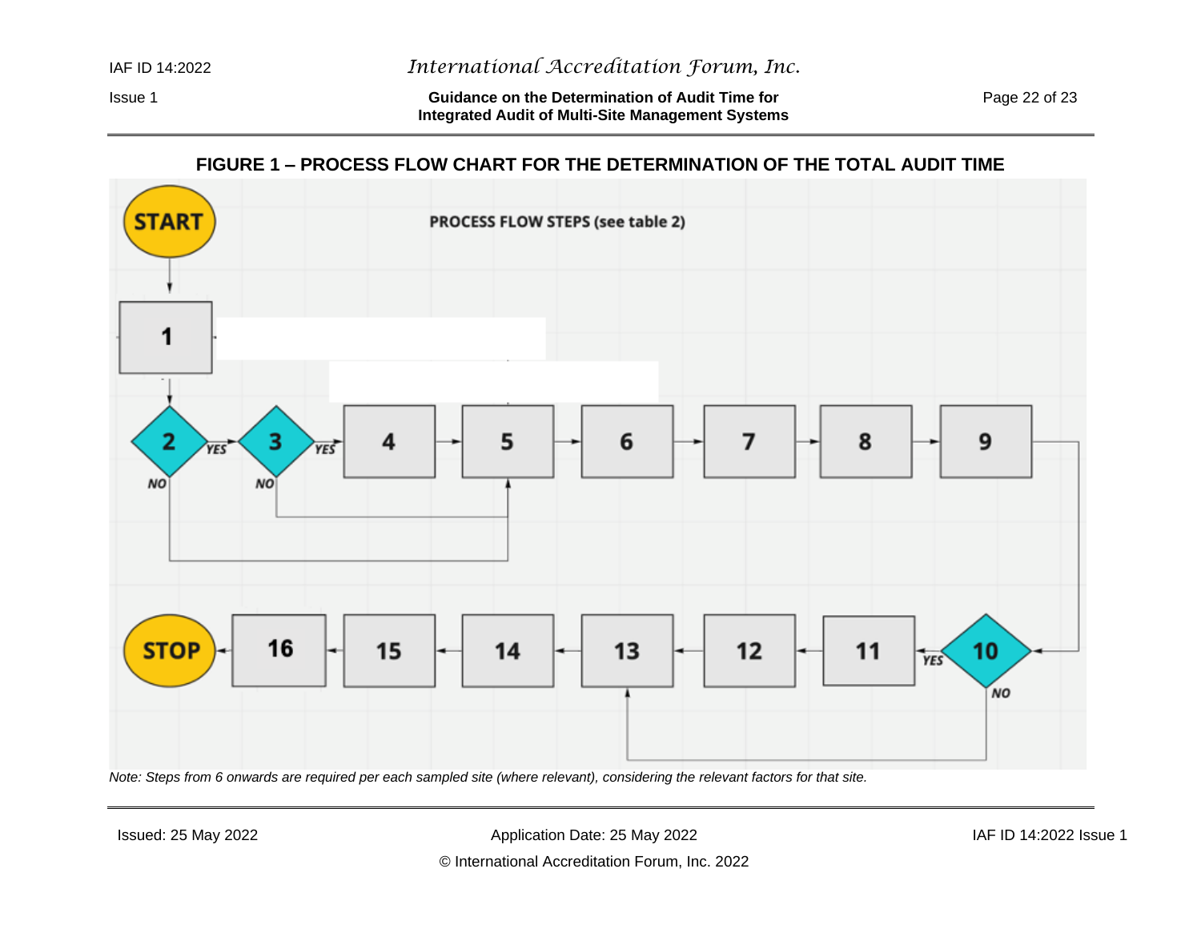## FIGURE 1 – PROCESS FLOW CHART FOR THE DETERMINATION OF THE TOTAL AUDIT TIME

PROCESS FLOW STEPS (see table 2)

START → 1 → 2

2 — YES → 3; NO → 5

3 — YES → 4; NO → 5

4 → 5 → 6 → 7 → 8 → 9 → 10

10 — YES → 11; NO → 13

11 → 12 → 13 → 14 → 15 → 16 → STOP

*Note: Steps from 6 onwards are required per each sampled site (where relevant), considering the relevant factors for that site.*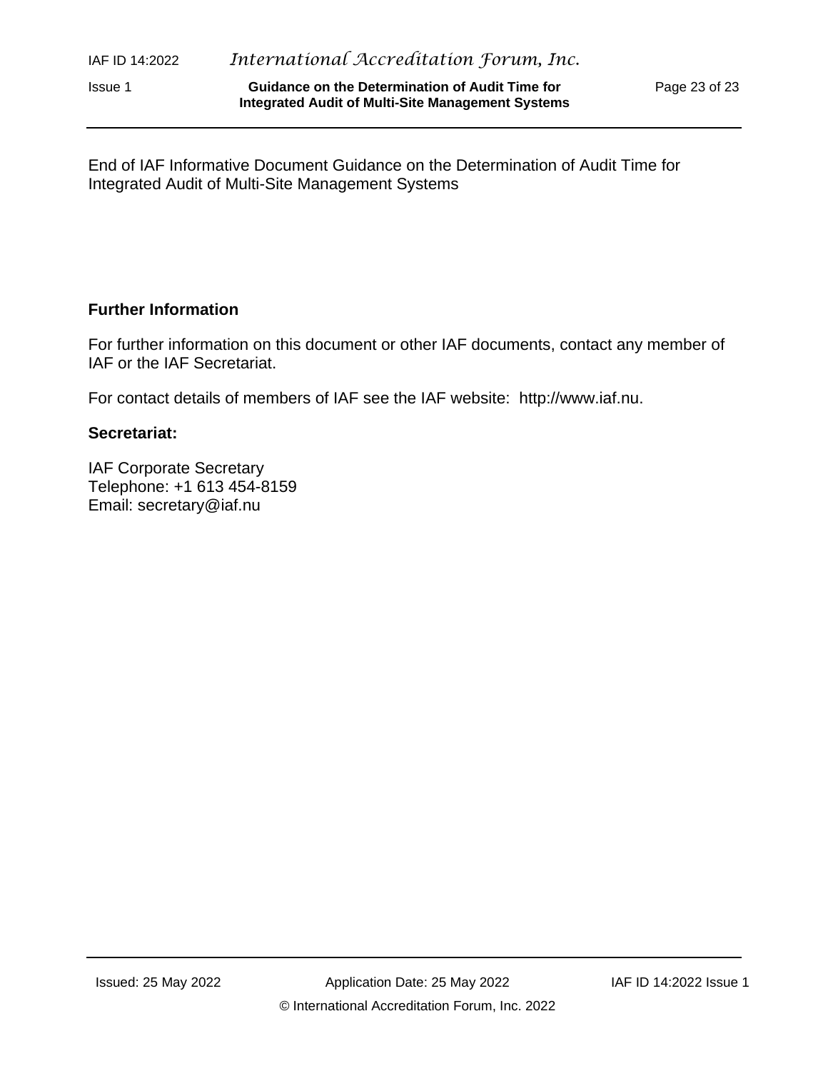End of IAF Informative Document Guidance on the Determination of Audit Time for Integrated Audit of Multi-Site Management Systems

**Further Information**

For further information on this document or other IAF documents, contact any member of IAF or the IAF Secretariat.

For contact details of members of IAF see the IAF website: http://www.iaf.nu.

**Secretariat:**

IAF Corporate Secretary
Telephone: +1 613 454-8159
Email: secretary@iaf.nu